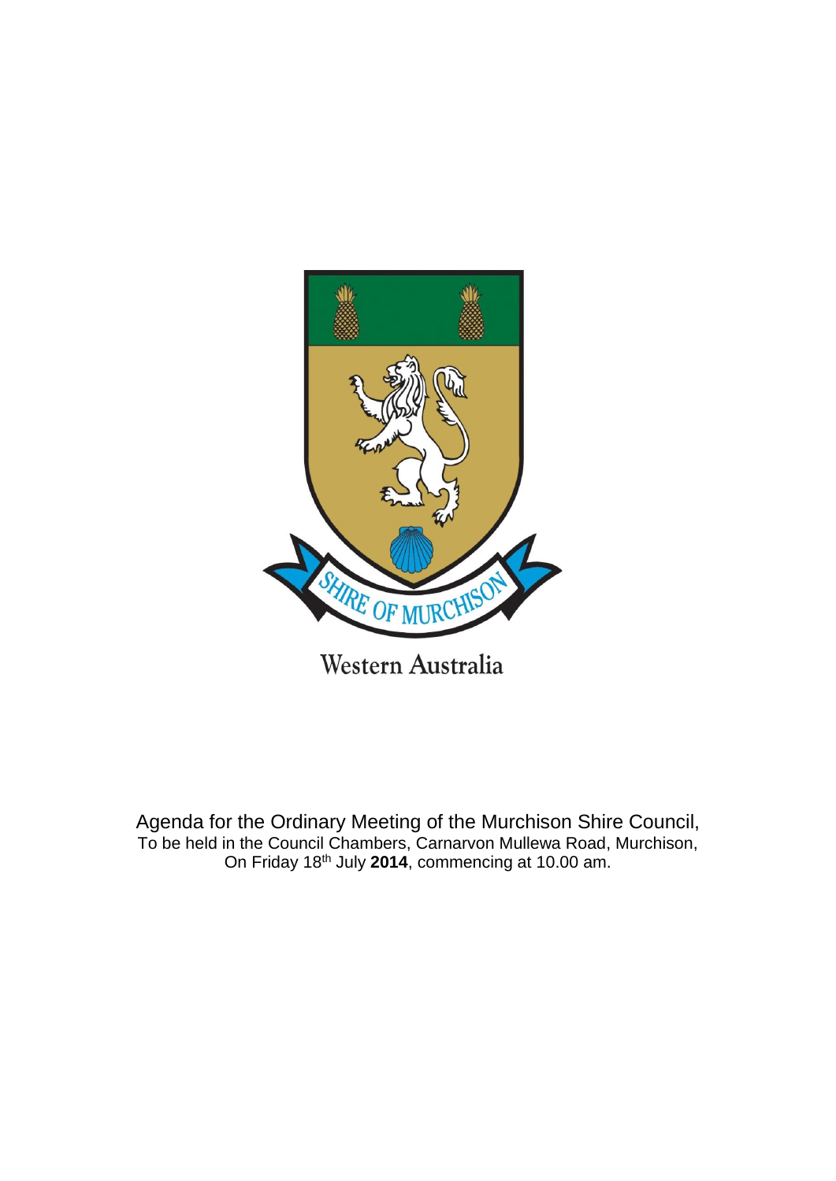SHIRE OF MURCHISON

Western Australia

Agenda for the Ordinary Meeting of the Murchison Shire Council,
To be held in the Council Chambers, Carnarvon Mullewa Road, Murchison,
On Friday 18th July **2014**, commencing at 10.00 am.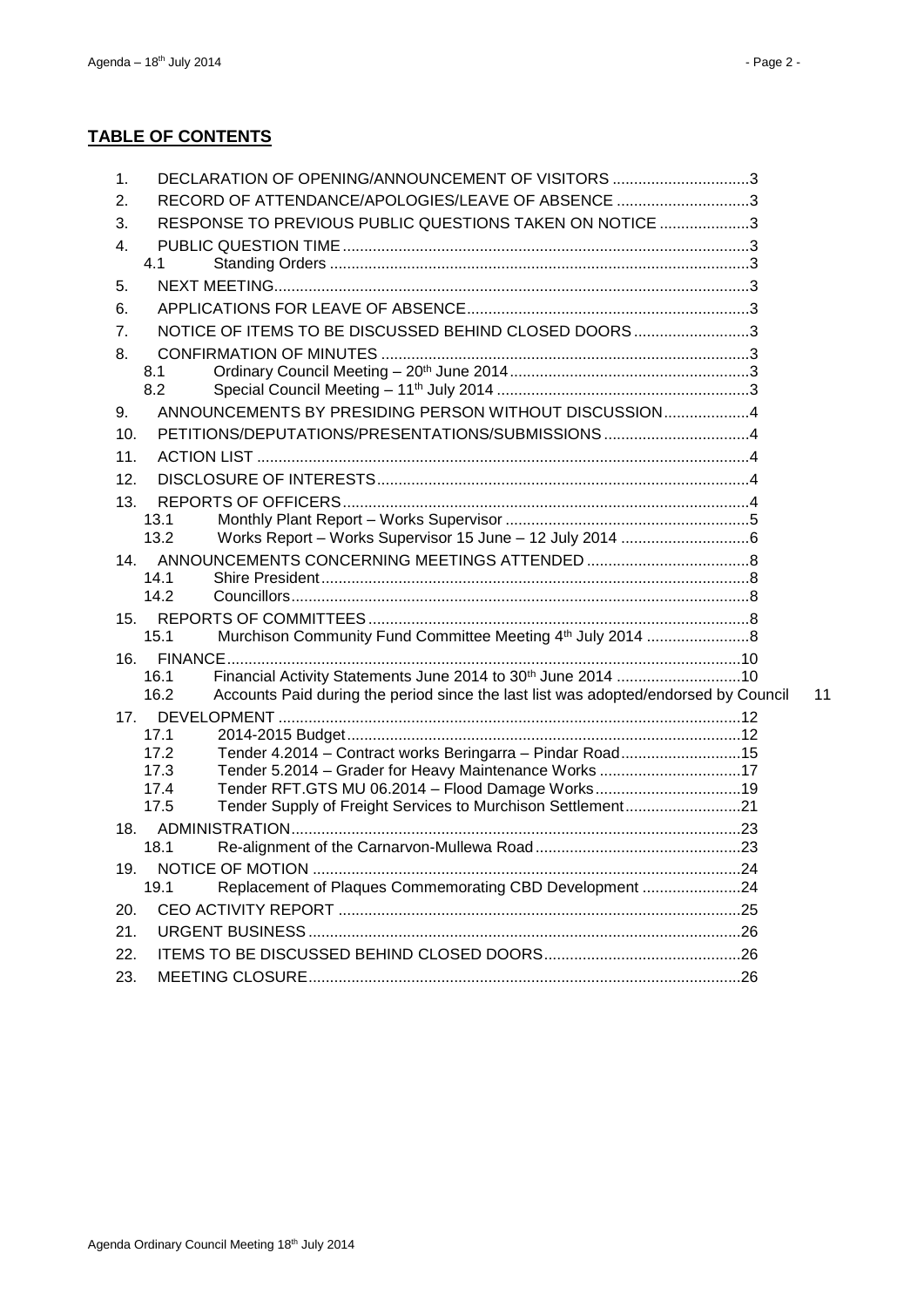**TABLE OF CONTENTS**

1. DECLARATION OF OPENING/ANNOUNCEMENT OF VISITORS ................................3
2. RECORD OF ATTENDANCE/APOLOGIES/LEAVE OF ABSENCE ...............................3
3. RESPONSE TO PREVIOUS PUBLIC QUESTIONS TAKEN ON NOTICE .....................3
4. PUBLIC QUESTION TIME ..............................................................................................3
   - 4.1 Standing Orders ...........................................................................................3
5. NEXT MEETING ..............................................................................................................3
6. APPLICATIONS FOR LEAVE OF ABSENCE ..................................................................3
7. NOTICE OF ITEMS TO BE DISCUSSED BEHIND CLOSED DOORS ...........................3
8. CONFIRMATION OF MINUTES .....................................................................................3
   - 8.1 Ordinary Council Meeting – 20th June 2014 .................................................3
   - 8.2 Special Council Meeting – 11th July 2014 ....................................................3
9. ANNOUNCEMENTS BY PRESIDING PERSON WITHOUT DISCUSSION ....................4
10. PETITIONS/DEPUTATIONS/PRESENTATIONS/SUBMISSIONS ..................................4
11. ACTION LIST ..................................................................................................................4
12. DISCLOSURE OF INTERESTS .......................................................................................4
13. REPORTS OF OFFICERS ...............................................................................................4
    - 13.1 Monthly Plant Report – Works Supervisor ...................................................5
    - 13.2 Works Report – Works Supervisor 15 June – 12 July 2014 ..........................6
14. ANNOUNCEMENTS CONCERNING MEETINGS ATTENDED .....................................8
    - 14.1 Shire President ...........................................................................................8
    - 14.2 Councillors .................................................................................................8
15. REPORTS OF COMMITTEES .........................................................................................8
    - 15.1 Murchison Community Fund Committee Meeting 4th July 2014 ...................8
16. FINANCE .......................................................................................................................10
    - 16.1 Financial Activity Statements June 2014 to 30th June 2014 .......................10
    - 16.2 Accounts Paid during the period since the last list was adopted/endorsed by Council 11
17. DEVELOPMENT ............................................................................................................12
    - 17.1 2014-2015 Budget ......................................................................................12
    - 17.2 Tender 4.2014 – Contract works Beringarra – Pindar Road ........................15
    - 17.3 Tender 5.2014 – Grader for Heavy Maintenance Works .............................17
    - 17.4 Tender RFT.GTS MU 06.2014 – Flood Damage Works ..................................19
    - 17.5 Tender Supply of Freight Services to Murchison Settlement .......................21
18. ADMINISTRATION ........................................................................................................23
    - 18.1 Re-alignment of the Carnarvon-Mullewa Road ...........................................23
19. NOTICE OF MOTION ....................................................................................................24
    - 19.1 Replacement of Plaques Commemorating CBD Development .....................24
20. CEO ACTIVITY REPORT ..............................................................................................25
21. URGENT BUSINESS .....................................................................................................26
22. ITEMS TO BE DISCUSSED BEHIND CLOSED DOORS ...............................................26
23. MEETING CLOSURE .....................................................................................................26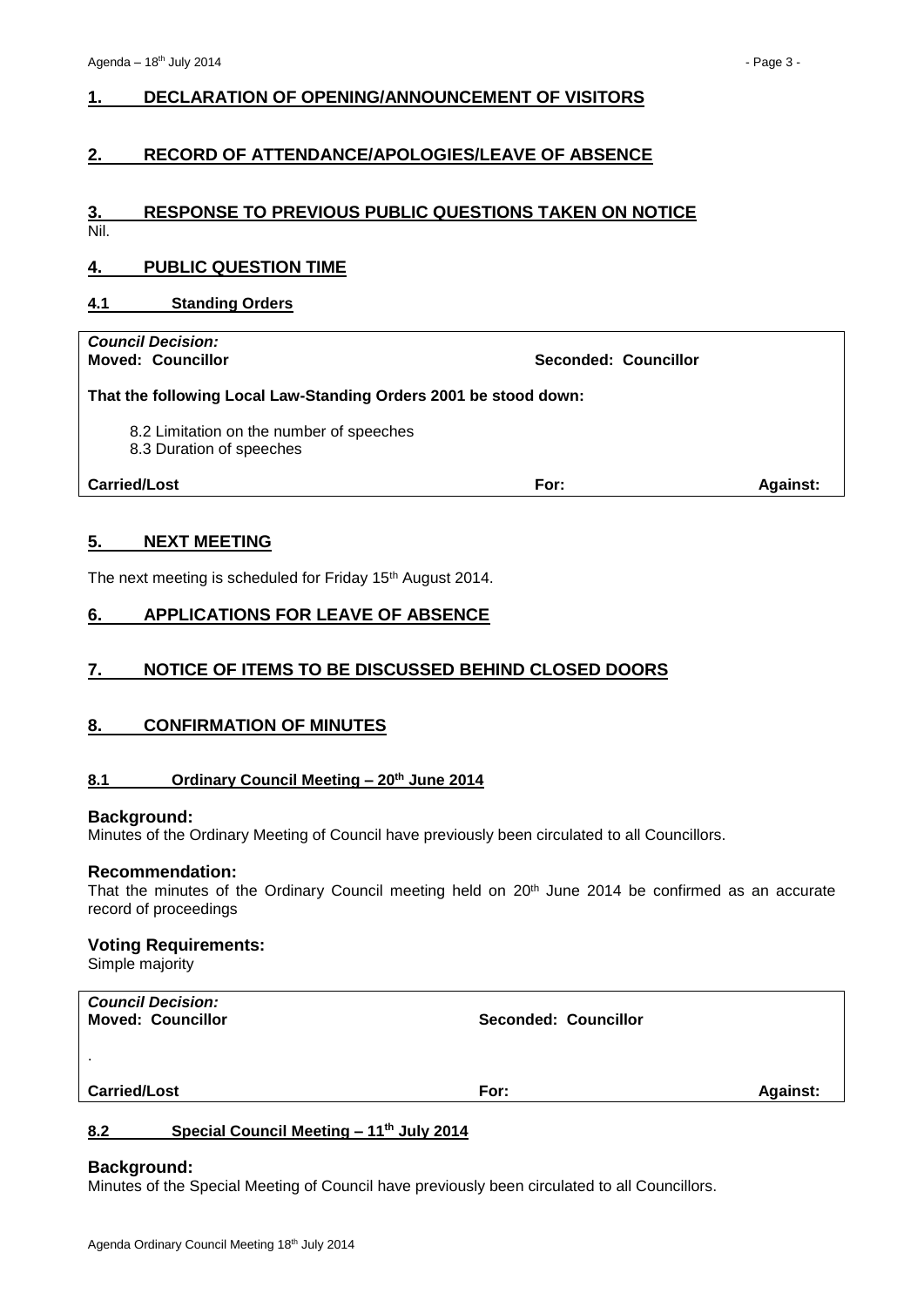## 1. DECLARATION OF OPENING/ANNOUNCEMENT OF VISITORS

## 2. RECORD OF ATTENDANCE/APOLOGIES/LEAVE OF ABSENCE

## 3. RESPONSE TO PREVIOUS PUBLIC QUESTIONS TAKEN ON NOTICE

Nil.

## 4. PUBLIC QUESTION TIME

### 4.1 Standing Orders

| | | |
|---|---|---|
| ***Council Decision:*** **Moved: Councillor** | **Seconded: Councillor** | |
| **That the following Local Law-Standing Orders 2001 be stood down:** 8.2 Limitation on the number of speeches; 8.3 Duration of speeches | | |
| **Carried/Lost** | **For:** | **Against:** |

## 5. NEXT MEETING

The next meeting is scheduled for Friday 15th August 2014.

## 6. APPLICATIONS FOR LEAVE OF ABSENCE

## 7. NOTICE OF ITEMS TO BE DISCUSSED BEHIND CLOSED DOORS

## 8. CONFIRMATION OF MINUTES

### 8.1 Ordinary Council Meeting – 20th June 2014

**Background:**
Minutes of the Ordinary Meeting of Council have previously been circulated to all Councillors.

**Recommendation:**
That the minutes of the Ordinary Council meeting held on 20th June 2014 be confirmed as an accurate record of proceedings

**Voting Requirements:**
Simple majority

| | | |
|---|---|---|
| ***Council Decision:*** **Moved: Councillor** | **Seconded: Councillor** | |
| . | | |
| **Carried/Lost** | **For:** | **Against:** |

### 8.2 Special Council Meeting – 11th July 2014

**Background:**
Minutes of the Special Meeting of Council have previously been circulated to all Councillors.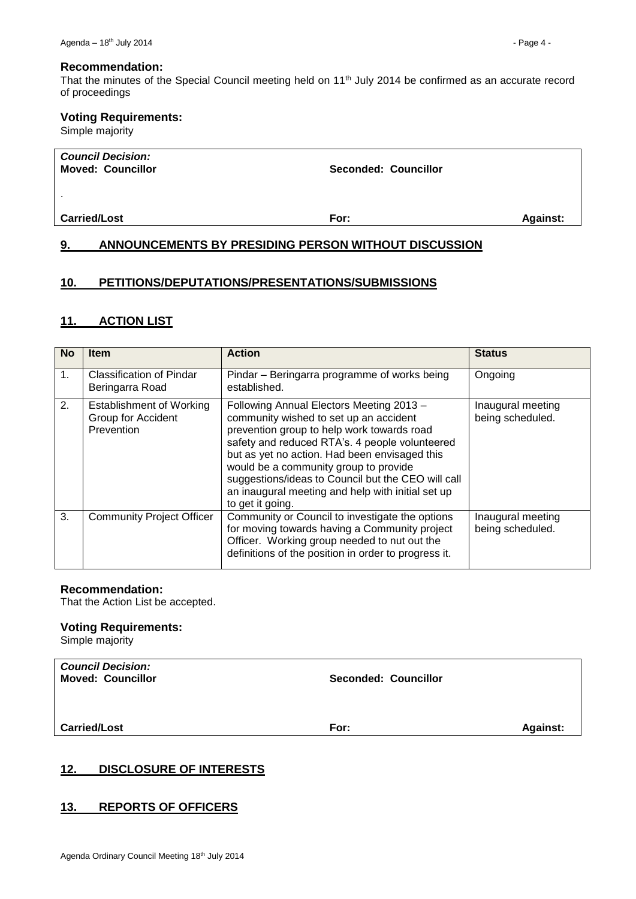**Recommendation:**
That the minutes of the Special Council meeting held on 11th July 2014 be confirmed as an accurate record of proceedings

**Voting Requirements:**
Simple majority

| *Council Decision:* **Moved: Councillor** | **Seconded: Councillor** | |
|---|---|---|
| . | | |
| **Carried/Lost** | **For:** | **Against:** |

## 9. ANNOUNCEMENTS BY PRESIDING PERSON WITHOUT DISCUSSION

## 10. PETITIONS/DEPUTATIONS/PRESENTATIONS/SUBMISSIONS

## 11. ACTION LIST

| No | Item | Action | Status |
|---|---|---|---|
| 1. | Classification of Pindar Beringarra Road | Pindar – Beringarra programme of works being established. | Ongoing |
| 2. | Establishment of Working Group for Accident Prevention | Following Annual Electors Meeting 2013 – community wished to set up an accident prevention group to help work towards road safety and reduced RTA's. 4 people volunteered but as yet no action. Had been envisaged this would be a community group to provide suggestions/ideas to Council but the CEO will call an inaugural meeting and help with initial set up to get it going. | Inaugural meeting being scheduled. |
| 3. | Community Project Officer | Community or Council to investigate the options for moving towards having a Community project Officer. Working group needed to nut out the definitions of the position in order to progress it. | Inaugural meeting being scheduled. |

**Recommendation:**
That the Action List be accepted.

**Voting Requirements:**
Simple majority

| *Council Decision:* **Moved: Councillor** | **Seconded: Councillor** | |
|---|---|---|
| **Carried/Lost** | **For:** | **Against:** |

## 12. DISCLOSURE OF INTERESTS

## 13. REPORTS OF OFFICERS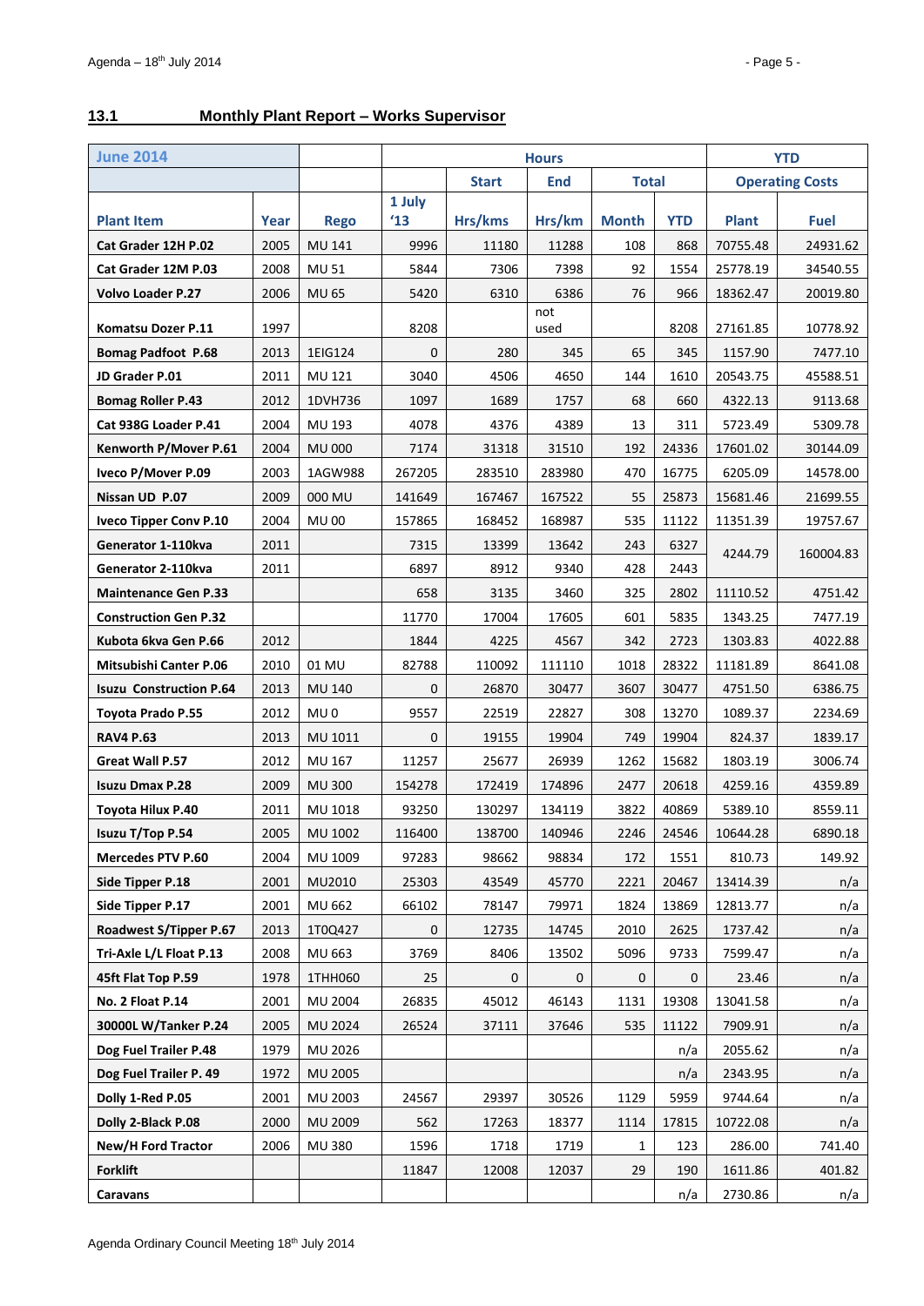## 13.1 Monthly Plant Report – Works Supervisor

| June 2014 | | | Hours | | | | | YTD | |
|---|---|---|---|---|---|---|---|---|---|
| | | | | Start | End | Total | | Operating Costs | |
| Plant Item | Year | Rego | 1 July '13 | Hrs/kms | Hrs/km | Month | YTD | Plant | Fuel |
| Cat Grader 12H P.02 | 2005 | MU 141 | 9996 | 11180 | 11288 | 108 | 868 | 70755.48 | 24931.62 |
| Cat Grader 12M P.03 | 2008 | MU 51 | 5844 | 7306 | 7398 | 92 | 1554 | 25778.19 | 34540.55 |
| Volvo Loader P.27 | 2006 | MU 65 | 5420 | 6310 | 6386 | 76 | 966 | 18362.47 | 20019.80 |
| Komatsu Dozer P.11 | 1997 | | 8208 | | not used | | 8208 | 27161.85 | 10778.92 |
| Bomag Padfoot P.68 | 2013 | 1EIG124 | 0 | 280 | 345 | 65 | 345 | 1157.90 | 7477.10 |
| JD Grader P.01 | 2011 | MU 121 | 3040 | 4506 | 4650 | 144 | 1610 | 20543.75 | 45588.51 |
| Bomag Roller P.43 | 2012 | 1DVH736 | 1097 | 1689 | 1757 | 68 | 660 | 4322.13 | 9113.68 |
| Cat 938G Loader P.41 | 2004 | MU 193 | 4078 | 4376 | 4389 | 13 | 311 | 5723.49 | 5309.78 |
| Kenworth P/Mover P.61 | 2004 | MU 000 | 7174 | 31318 | 31510 | 192 | 24336 | 17601.02 | 30144.09 |
| Iveco P/Mover P.09 | 2003 | 1AGW988 | 267205 | 283510 | 283980 | 470 | 16775 | 6205.09 | 14578.00 |
| Nissan UD P.07 | 2009 | 000 MU | 141649 | 167467 | 167522 | 55 | 25873 | 15681.46 | 21699.55 |
| Iveco Tipper Conv P.10 | 2004 | MU 00 | 157865 | 168452 | 168987 | 535 | 11122 | 11351.39 | 19757.67 |
| Generator 1-110kva | 2011 | | 7315 | 13399 | 13642 | 243 | 6327 | 4244.79 | 160004.83 |
| Generator 2-110kva | 2011 | | 6897 | 8912 | 9340 | 428 | 2443 | | |
| Maintenance Gen P.33 | | | 658 | 3135 | 3460 | 325 | 2802 | 11110.52 | 4751.42 |
| Construction Gen P.32 | | | 11770 | 17004 | 17605 | 601 | 5835 | 1343.25 | 7477.19 |
| Kubota 6kva Gen P.66 | 2012 | | 1844 | 4225 | 4567 | 342 | 2723 | 1303.83 | 4022.88 |
| Mitsubishi Canter P.06 | 2010 | 01 MU | 82788 | 110092 | 111110 | 1018 | 28322 | 11181.89 | 8641.08 |
| Isuzu Construction P.64 | 2013 | MU 140 | 0 | 26870 | 30477 | 3607 | 30477 | 4751.50 | 6386.75 |
| Toyota Prado P.55 | 2012 | MU 0 | 9557 | 22519 | 22827 | 308 | 13270 | 1089.37 | 2234.69 |
| RAV4 P.63 | 2013 | MU 1011 | 0 | 19155 | 19904 | 749 | 19904 | 824.37 | 1839.17 |
| Great Wall P.57 | 2012 | MU 167 | 11257 | 25677 | 26939 | 1262 | 15682 | 1803.19 | 3006.74 |
| Isuzu Dmax P.28 | 2009 | MU 300 | 154278 | 172419 | 174896 | 2477 | 20618 | 4259.16 | 4359.89 |
| Toyota Hilux P.40 | 2011 | MU 1018 | 93250 | 130297 | 134119 | 3822 | 40869 | 5389.10 | 8559.11 |
| Isuzu T/Top P.54 | 2005 | MU 1002 | 116400 | 138700 | 140946 | 2246 | 24546 | 10644.28 | 6890.18 |
| Mercedes PTV P.60 | 2004 | MU 1009 | 97283 | 98662 | 98834 | 172 | 1551 | 810.73 | 149.92 |
| Side Tipper P.18 | 2001 | MU2010 | 25303 | 43549 | 45770 | 2221 | 20467 | 13414.39 | n/a |
| Side Tipper P.17 | 2001 | MU 662 | 66102 | 78147 | 79971 | 1824 | 13869 | 12813.77 | n/a |
| Roadwest S/Tipper P.67 | 2013 | 1T0Q427 | 0 | 12735 | 14745 | 2010 | 2625 | 1737.42 | n/a |
| Tri-Axle L/L Float P.13 | 2008 | MU 663 | 3769 | 8406 | 13502 | 5096 | 9733 | 7599.47 | n/a |
| 45ft Flat Top P.59 | 1978 | 1THH060 | 25 | 0 | 0 | 0 | 0 | 23.46 | n/a |
| No. 2 Float P.14 | 2001 | MU 2004 | 26835 | 45012 | 46143 | 1131 | 19308 | 13041.58 | n/a |
| 30000L W/Tanker P.24 | 2005 | MU 2024 | 26524 | 37111 | 37646 | 535 | 11122 | 7909.91 | n/a |
| Dog Fuel Trailer P.48 | 1979 | MU 2026 | | | | | n/a | 2055.62 | n/a |
| Dog Fuel Trailer P. 49 | 1972 | MU 2005 | | | | | n/a | 2343.95 | n/a |
| Dolly 1-Red P.05 | 2001 | MU 2003 | 24567 | 29397 | 30526 | 1129 | 5959 | 9744.64 | n/a |
| Dolly 2-Black P.08 | 2000 | MU 2009 | 562 | 17263 | 18377 | 1114 | 17815 | 10722.08 | n/a |
| New/H Ford Tractor | 2006 | MU 380 | 1596 | 1718 | 1719 | 1 | 123 | 286.00 | 741.40 |
| Forklift | | | 11847 | 12008 | 12037 | 29 | 190 | 1611.86 | 401.82 |
| Caravans | | | | | | | n/a | 2730.86 | n/a |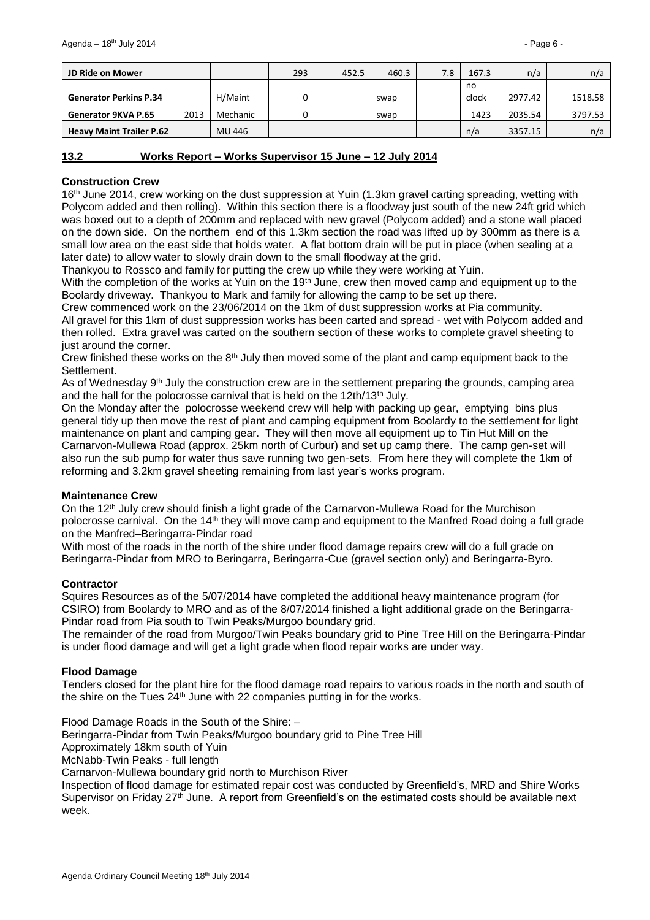| JD Ride on Mower | | | 293 | 452.5 | 460.3 | 7.8 | 167.3 | n/a | n/a |
|---|---|---|---|---|---|---|---|---|---|
| Generator Perkins P.34 | | H/Maint | 0 | | swap | | no clock | 2977.42 | 1518.58 |
| Generator 9KVA P.65 | 2013 | Mechanic | 0 | | swap | | 1423 | 2035.54 | 3797.53 |
| Heavy Maint Trailer P.62 | | MU 446 | | | | | n/a | 3357.15 | n/a |

## 13.2 Works Report – Works Supervisor 15 June – 12 July 2014

**Construction Crew**

16th June 2014, crew working on the dust suppression at Yuin (1.3km gravel carting spreading, wetting with Polycom added and then rolling). Within this section there is a floodway just south of the new 24ft grid which was boxed out to a depth of 200mm and replaced with new gravel (Polycom added) and a stone wall placed on the down side. On the northern end of this 1.3km section the road was lifted up by 300mm as there is a small low area on the east side that holds water. A flat bottom drain will be put in place (when sealing at a later date) to allow water to slowly drain down to the small floodway at the grid.

Thankyou to Rossco and family for putting the crew up while they were working at Yuin.

With the completion of the works at Yuin on the 19th June, crew then moved camp and equipment up to the Boolardy driveway. Thankyou to Mark and family for allowing the camp to be set up there.

Crew commenced work on the 23/06/2014 on the 1km of dust suppression works at Pia community.

All gravel for this 1km of dust suppression works has been carted and spread - wet with Polycom added and then rolled. Extra gravel was carted on the southern section of these works to complete gravel sheeting to just around the corner.

Crew finished these works on the 8th July then moved some of the plant and camp equipment back to the Settlement.

As of Wednesday 9th July the construction crew are in the settlement preparing the grounds, camping area and the hall for the polocrosse carnival that is held on the 12th/13th July.

On the Monday after the polocrosse weekend crew will help with packing up gear, emptying bins plus general tidy up then move the rest of plant and camping equipment from Boolardy to the settlement for light maintenance on plant and camping gear. They will then move all equipment up to Tin Hut Mill on the Carnarvon-Mullewa Road (approx. 25km north of Curbur) and set up camp there. The camp gen-set will also run the sub pump for water thus save running two gen-sets. From here they will complete the 1km of reforming and 3.2km gravel sheeting remaining from last year's works program.

**Maintenance Crew**

On the 12th July crew should finish a light grade of the Carnarvon-Mullewa Road for the Murchison polocrosse carnival. On the 14th they will move camp and equipment to the Manfred Road doing a full grade on the Manfred–Beringarra-Pindar road

With most of the roads in the north of the shire under flood damage repairs crew will do a full grade on Beringarra-Pindar from MRO to Beringarra, Beringarra-Cue (gravel section only) and Beringarra-Byro.

**Contractor**

Squires Resources as of the 5/07/2014 have completed the additional heavy maintenance program (for CSIRO) from Boolardy to MRO and as of the 8/07/2014 finished a light additional grade on the Beringarra-Pindar road from Pia south to Twin Peaks/Murgoo boundary grid.

The remainder of the road from Murgoo/Twin Peaks boundary grid to Pine Tree Hill on the Beringarra-Pindar is under flood damage and will get a light grade when flood repair works are under way.

**Flood Damage**

Tenders closed for the plant hire for the flood damage road repairs to various roads in the north and south of the shire on the Tues 24th June with 22 companies putting in for the works.

Flood Damage Roads in the South of the Shire: –

Beringarra-Pindar from Twin Peaks/Murgoo boundary grid to Pine Tree Hill

Approximately 18km south of Yuin

McNabb-Twin Peaks - full length

Carnarvon-Mullewa boundary grid north to Murchison River

Inspection of flood damage for estimated repair cost was conducted by Greenfield's, MRD and Shire Works Supervisor on Friday 27th June. A report from Greenfield's on the estimated costs should be available next week.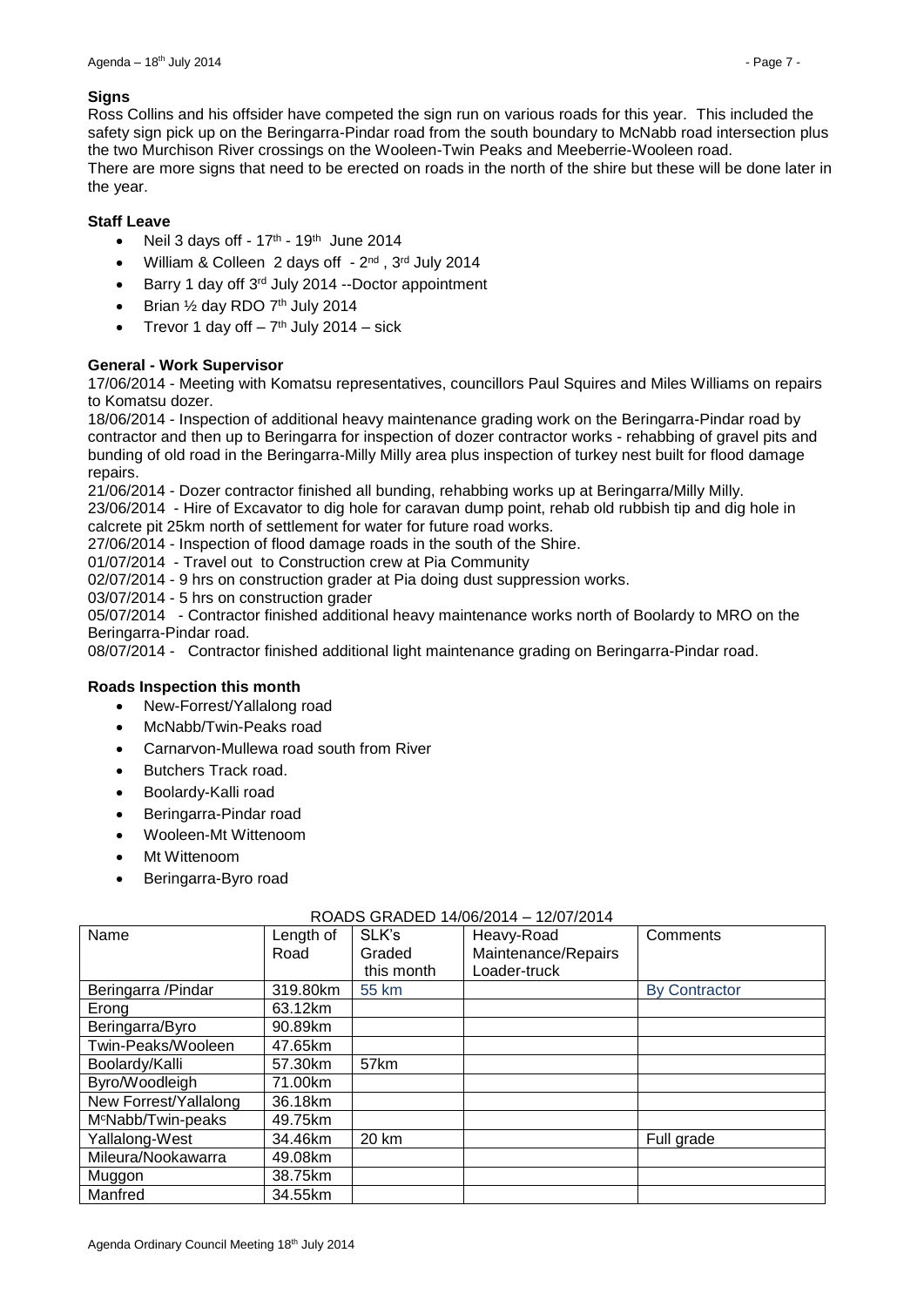**Signs**

Ross Collins and his offsider have competed the sign run on various roads for this year. This included the safety sign pick up on the Beringarra-Pindar road from the south boundary to McNabb road intersection plus the two Murchison River crossings on the Wooleen-Twin Peaks and Meeberrie-Wooleen road.
There are more signs that need to be erected on roads in the north of the shire but these will be done later in the year.

**Staff Leave**

- Neil 3 days off - 17th - 19th June 2014
- William & Colleen 2 days off - 2nd , 3rd July 2014
- Barry 1 day off 3rd July 2014 --Doctor appointment
- Brian ½ day RDO 7th July 2014
- Trevor 1 day off – 7th July 2014 – sick

**General - Work Supervisor**

17/06/2014 - Meeting with Komatsu representatives, councillors Paul Squires and Miles Williams on repairs to Komatsu dozer.
18/06/2014 - Inspection of additional heavy maintenance grading work on the Beringarra-Pindar road by contractor and then up to Beringarra for inspection of dozer contractor works - rehabbing of gravel pits and bunding of old road in the Beringarra-Milly Milly area plus inspection of turkey nest built for flood damage repairs.
21/06/2014 - Dozer contractor finished all bunding, rehabbing works up at Beringarra/Milly Milly.
23/06/2014 - Hire of Excavator to dig hole for caravan dump point, rehab old rubbish tip and dig hole in calcrete pit 25km north of settlement for water for future road works.
27/06/2014 - Inspection of flood damage roads in the south of the Shire.
01/07/2014 - Travel out to Construction crew at Pia Community
02/07/2014 - 9 hrs on construction grader at Pia doing dust suppression works.
03/07/2014 - 5 hrs on construction grader
05/07/2014 - Contractor finished additional heavy maintenance works north of Boolardy to MRO on the Beringarra-Pindar road.
08/07/2014 - Contractor finished additional light maintenance grading on Beringarra-Pindar road.

**Roads Inspection this month**

- New-Forrest/Yallalong road
- McNabb/Twin-Peaks road
- Carnarvon-Mullewa road south from River
- Butchers Track road.
- Boolardy-Kalli road
- Beringarra-Pindar road
- Wooleen-Mt Wittenoom
- Mt Wittenoom
- Beringarra-Byro road

ROADS GRADED 14/06/2014 – 12/07/2014

| Name | Length of Road | SLK's Graded this month | Heavy-Road Maintenance/Repairs Loader-truck | Comments |
|---|---|---|---|---|
| Beringarra /Pindar | 319.80km | 55 km | | By Contractor |
| Erong | 63.12km | | | |
| Beringarra/Byro | 90.89km | | | |
| Twin-Peaks/Wooleen | 47.65km | | | |
| Boolardy/Kalli | 57.30km | 57km | | |
| Byro/Woodleigh | 71.00km | | | |
| New Forrest/Yallalong | 36.18km | | | |
| McNabb/Twin-peaks | 49.75km | | | |
| Yallalong-West | 34.46km | 20 km | | Full grade |
| Mileura/Nookawarra | 49.08km | | | |
| Muggon | 38.75km | | | |
| Manfred | 34.55km | | | |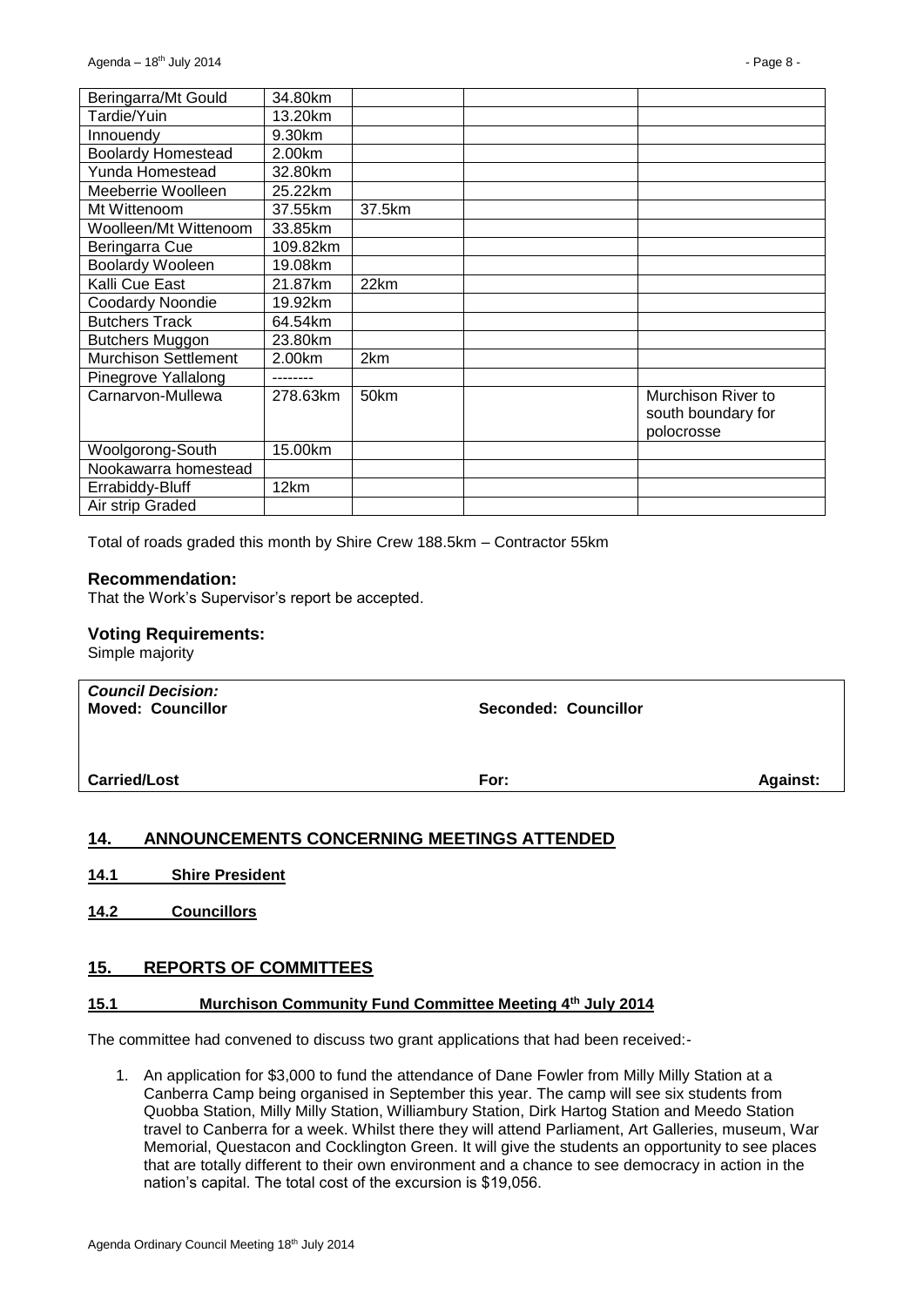| | | | | |
|---|---|---|---|---|
| Beringarra/Mt Gould | 34.80km | | | |
| Tardie/Yuin | 13.20km | | | |
| Innouendy | 9.30km | | | |
| Boolardy Homestead | 2.00km | | | |
| Yunda Homestead | 32.80km | | | |
| Meeberrie Woolleen | 25.22km | | | |
| Mt Wittenoom | 37.55km | 37.5km | | |
| Woolleen/Mt Wittenoom | 33.85km | | | |
| Beringarra Cue | 109.82km | | | |
| Boolardy Wooleen | 19.08km | | | |
| Kalli Cue East | 21.87km | 22km | | |
| Coodardy Noondie | 19.92km | | | |
| Butchers Track | 64.54km | | | |
| Butchers Muggon | 23.80km | | | |
| Murchison Settlement | 2.00km | 2km | | |
| Pinegrove Yallalong | -------- | | | |
| Carnarvon-Mullewa | 278.63km | 50km | | Murchison River to south boundary for polocrosse |
| Woolgorong-South | 15.00km | | | |
| Nookawarra homestead | | | | |
| Errabiddy-Bluff | 12km | | | |
| Air strip Graded | | | | |

Total of roads graded this month by Shire Crew 188.5km – Contractor 55km

**Recommendation:**
That the Work's Supervisor's report be accepted.

**Voting Requirements:**
Simple majority

| | | |
|---|---|---|
| ***Council Decision:*** **Moved: Councillor** | **Seconded: Councillor** | |
| **Carried/Lost** | **For:** | **Against:** |

## 14. ANNOUNCEMENTS CONCERNING MEETINGS ATTENDED

### 14.1 Shire President

### 14.2 Councillors

## 15. REPORTS OF COMMITTEES

### 15.1 Murchison Community Fund Committee Meeting 4th July 2014

The committee had convened to discuss two grant applications that had been received:-

1. An application for $3,000 to fund the attendance of Dane Fowler from Milly Milly Station at a Canberra Camp being organised in September this year. The camp will see six students from Quobba Station, Milly Milly Station, Williambury Station, Dirk Hartog Station and Meedo Station travel to Canberra for a week. Whilst there they will attend Parliament, Art Galleries, museum, War Memorial, Questacon and Cocklington Green. It will give the students an opportunity to see places that are totally different to their own environment and a chance to see democracy in action in the nation's capital. The total cost of the excursion is $19,056.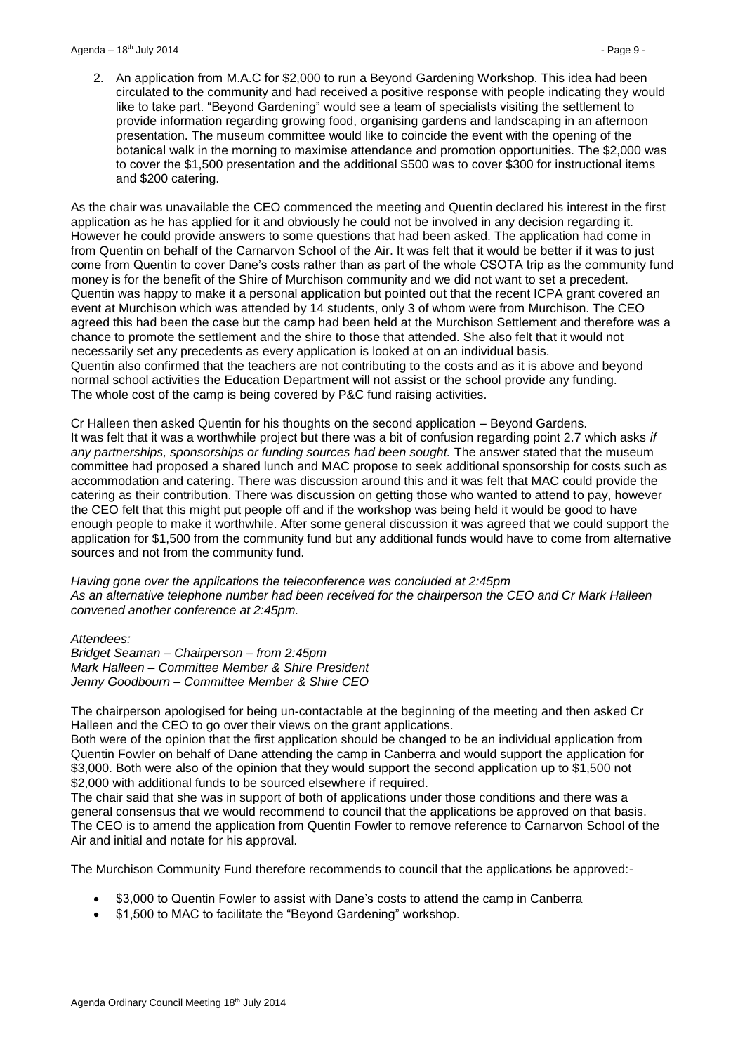2. An application from M.A.C for $2,000 to run a Beyond Gardening Workshop. This idea had been circulated to the community and had received a positive response with people indicating they would like to take part. "Beyond Gardening" would see a team of specialists visiting the settlement to provide information regarding growing food, organising gardens and landscaping in an afternoon presentation. The museum committee would like to coincide the event with the opening of the botanical walk in the morning to maximise attendance and promotion opportunities. The $2,000 was to cover the $1,500 presentation and the additional $500 was to cover $300 for instructional items and $200 catering.

As the chair was unavailable the CEO commenced the meeting and Quentin declared his interest in the first application as he has applied for it and obviously he could not be involved in any decision regarding it. However he could provide answers to some questions that had been asked. The application had come in from Quentin on behalf of the Carnarvon School of the Air. It was felt that it would be better if it was to just come from Quentin to cover Dane's costs rather than as part of the whole CSOTA trip as the community fund money is for the benefit of the Shire of Murchison community and we did not want to set a precedent. Quentin was happy to make it a personal application but pointed out that the recent ICPA grant covered an event at Murchison which was attended by 14 students, only 3 of whom were from Murchison. The CEO agreed this had been the case but the camp had been held at the Murchison Settlement and therefore was a chance to promote the settlement and the shire to those that attended. She also felt that it would not necessarily set any precedents as every application is looked at on an individual basis.
Quentin also confirmed that the teachers are not contributing to the costs and as it is above and beyond normal school activities the Education Department will not assist or the school provide any funding. The whole cost of the camp is being covered by P&C fund raising activities.

Cr Halleen then asked Quentin for his thoughts on the second application – Beyond Gardens. It was felt that it was a worthwhile project but there was a bit of confusion regarding point 2.7 which asks *if any partnerships, sponsorships or funding sources had been sought.* The answer stated that the museum committee had proposed a shared lunch and MAC propose to seek additional sponsorship for costs such as accommodation and catering. There was discussion around this and it was felt that MAC could provide the catering as their contribution. There was discussion on getting those who wanted to attend to pay, however the CEO felt that this might put people off and if the workshop was being held it would be good to have enough people to make it worthwhile. After some general discussion it was agreed that we could support the application for $1,500 from the community fund but any additional funds would have to come from alternative sources and not from the community fund.

*Having gone over the applications the teleconference was concluded at 2:45pm*
*As an alternative telephone number had been received for the chairperson the CEO and Cr Mark Halleen convened another conference at 2:45pm.*

*Attendees:*
*Bridget Seaman – Chairperson – from 2:45pm*
*Mark Halleen – Committee Member & Shire President*
*Jenny Goodbourn – Committee Member & Shire CEO*

The chairperson apologised for being un-contactable at the beginning of the meeting and then asked Cr Halleen and the CEO to go over their views on the grant applications.
Both were of the opinion that the first application should be changed to be an individual application from Quentin Fowler on behalf of Dane attending the camp in Canberra and would support the application for $3,000. Both were also of the opinion that they would support the second application up to $1,500 not $2,000 with additional funds to be sourced elsewhere if required.
The chair said that she was in support of both of applications under those conditions and there was a general consensus that we would recommend to council that the applications be approved on that basis. The CEO is to amend the application from Quentin Fowler to remove reference to Carnarvon School of the Air and initial and notate for his approval.

The Murchison Community Fund therefore recommends to council that the applications be approved:-

- $3,000 to Quentin Fowler to assist with Dane's costs to attend the camp in Canberra
- $1,500 to MAC to facilitate the "Beyond Gardening" workshop.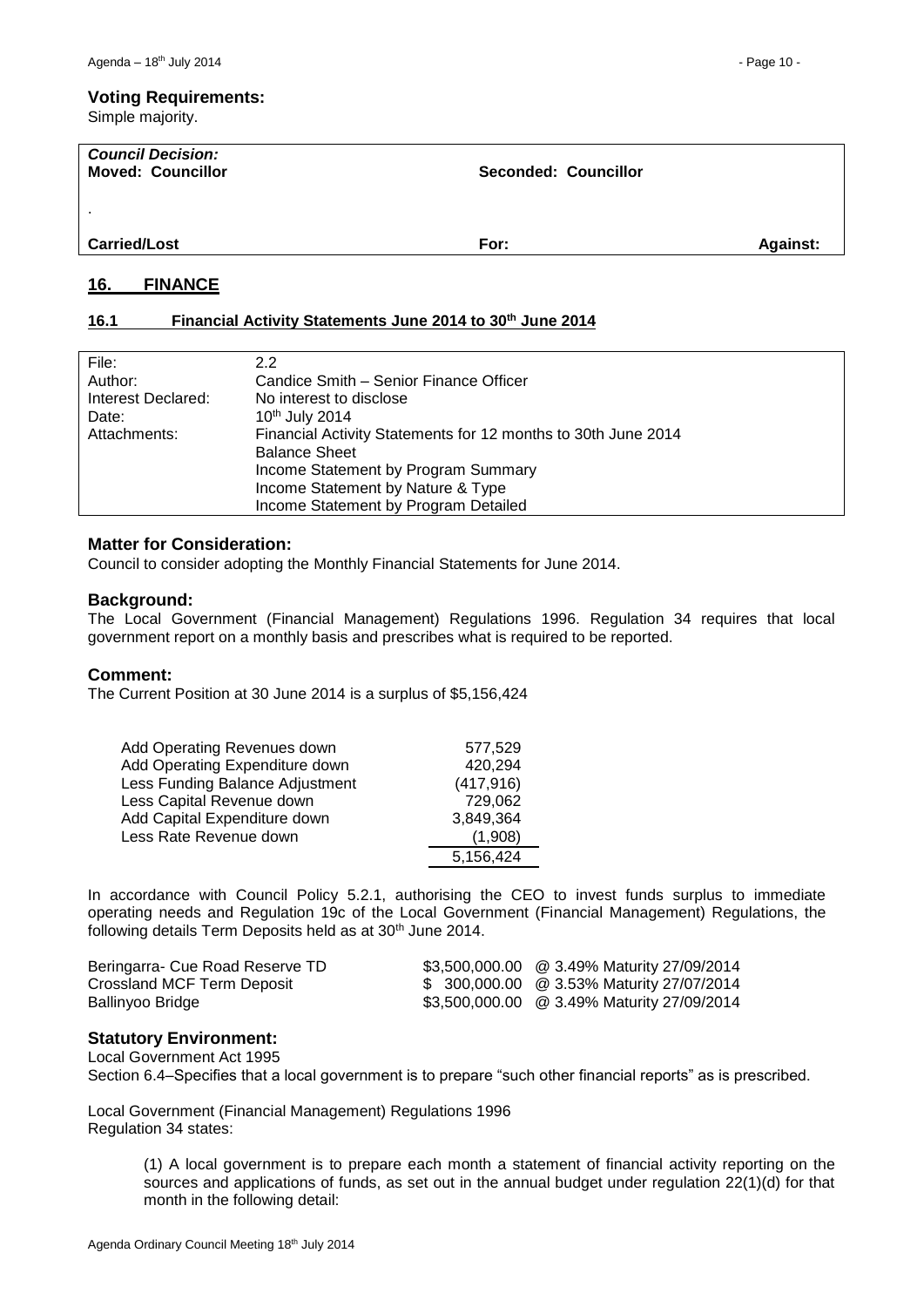**Voting Requirements:**
Simple majority.

| *Council Decision:* **Moved: Councillor** | **Seconded: Councillor** | |
|---|---|---|
| . | | |
| **Carried/Lost** | **For:** | **Against:** |

## 16. FINANCE

### 16.1 Financial Activity Statements June 2014 to 30th June 2014

| | |
|---|---|
| File: | 2.2 |
| Author: | Candice Smith – Senior Finance Officer |
| Interest Declared: | No interest to disclose |
| Date: | 10th July 2014 |
| Attachments: | Financial Activity Statements for 12 months to 30th June 2014<br>Balance Sheet<br>Income Statement by Program Summary<br>Income Statement by Nature & Type<br>Income Statement by Program Detailed |

**Matter for Consideration:**
Council to consider adopting the Monthly Financial Statements for June 2014.

**Background:**
The Local Government (Financial Management) Regulations 1996. Regulation 34 requires that local government report on a monthly basis and prescribes what is required to be reported.

**Comment:**
The Current Position at 30 June 2014 is a surplus of $5,156,424

| | |
|---|---:|
| Add Operating Revenues down | 577,529 |
| Add Operating Expenditure down | 420,294 |
| Less Funding Balance Adjustment | (417,916) |
| Less Capital Revenue down | 729,062 |
| Add Capital Expenditure down | 3,849,364 |
| Less Rate Revenue down | (1,908) |
| | 5,156,424 |

In accordance with Council Policy 5.2.1, authorising the CEO to invest funds surplus to immediate operating needs and Regulation 19c of the Local Government (Financial Management) Regulations, the following details Term Deposits held as at 30th June 2014.

| | | |
|---|---|---|
| Beringarra- Cue Road Reserve TD | $3,500,000.00 | @ 3.49% Maturity 27/09/2014 |
| Crossland MCF Term Deposit | $ 300,000.00 | @ 3.53% Maturity 27/07/2014 |
| Ballinyoo Bridge | $3,500,000.00 | @ 3.49% Maturity 27/09/2014 |

**Statutory Environment:**
Local Government Act 1995
Section 6.4–Specifies that a local government is to prepare "such other financial reports" as is prescribed.

Local Government (Financial Management) Regulations 1996
Regulation 34 states:

> (1) A local government is to prepare each month a statement of financial activity reporting on the sources and applications of funds, as set out in the annual budget under regulation 22(1)(d) for that month in the following detail: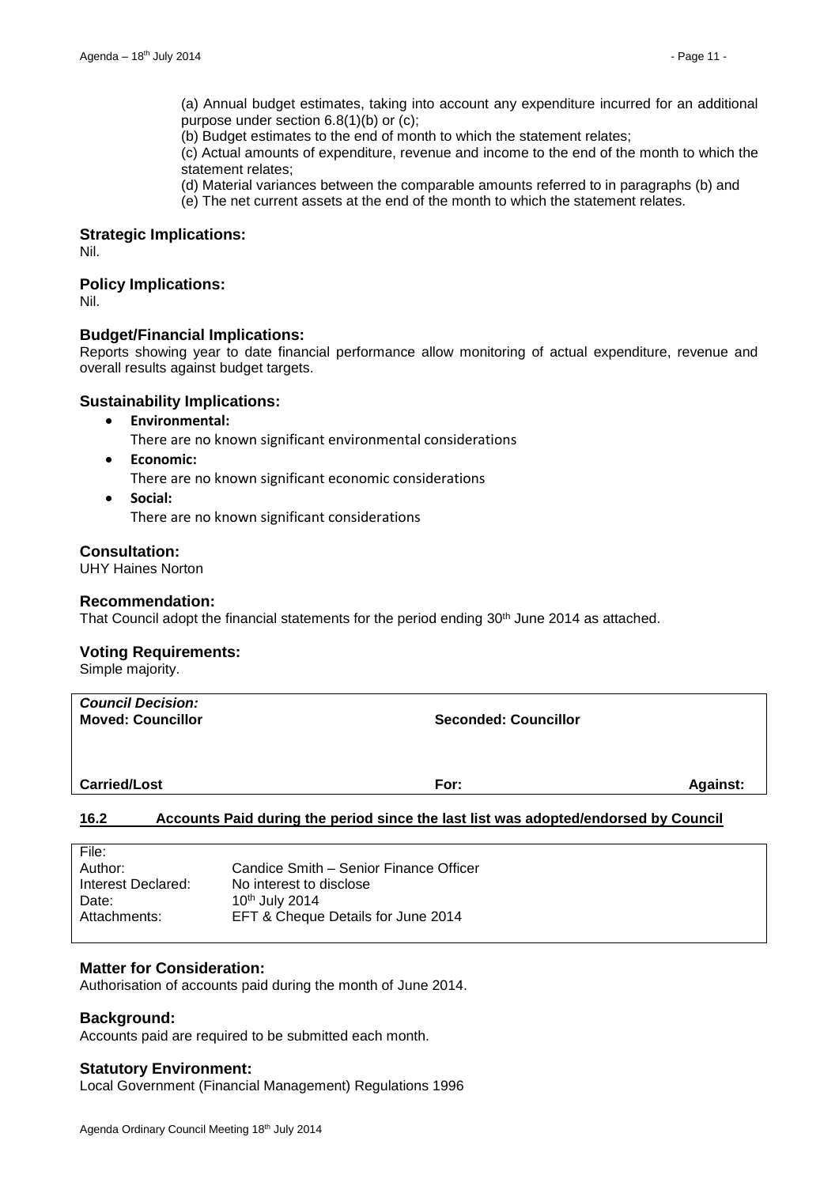(a) Annual budget estimates, taking into account any expenditure incurred for an additional purpose under section 6.8(1)(b) or (c);

(b) Budget estimates to the end of month to which the statement relates;

(c) Actual amounts of expenditure, revenue and income to the end of the month to which the statement relates;

(d) Material variances between the comparable amounts referred to in paragraphs (b) and

(e) The net current assets at the end of the month to which the statement relates.

### Strategic Implications:

Nil.

### Policy Implications:

Nil.

### Budget/Financial Implications:

Reports showing year to date financial performance allow monitoring of actual expenditure, revenue and overall results against budget targets.

### Sustainability Implications:

- **Environmental:**
  There are no known significant environmental considerations
- **Economic:**
  There are no known significant economic considerations
- **Social:**
  There are no known significant considerations

### Consultation:

UHY Haines Norton

### Recommendation:

That Council adopt the financial statements for the period ending 30th June 2014 as attached.

### Voting Requirements:

Simple majority.

| ***Council Decision:*** **Moved: Councillor** | **Seconded: Councillor** | |
|---|---|---|
| **Carried/Lost** | **For:** | **Against:** |

## 16.2 Accounts Paid during the period since the last list was adopted/endorsed by Council

| | |
|---|---|
| File: | |
| Author: | Candice Smith – Senior Finance Officer |
| Interest Declared: | No interest to disclose |
| Date: | 10th July 2014 |
| Attachments: | EFT & Cheque Details for June 2014 |

### Matter for Consideration:

Authorisation of accounts paid during the month of June 2014.

### Background:

Accounts paid are required to be submitted each month.

### Statutory Environment:

Local Government (Financial Management) Regulations 1996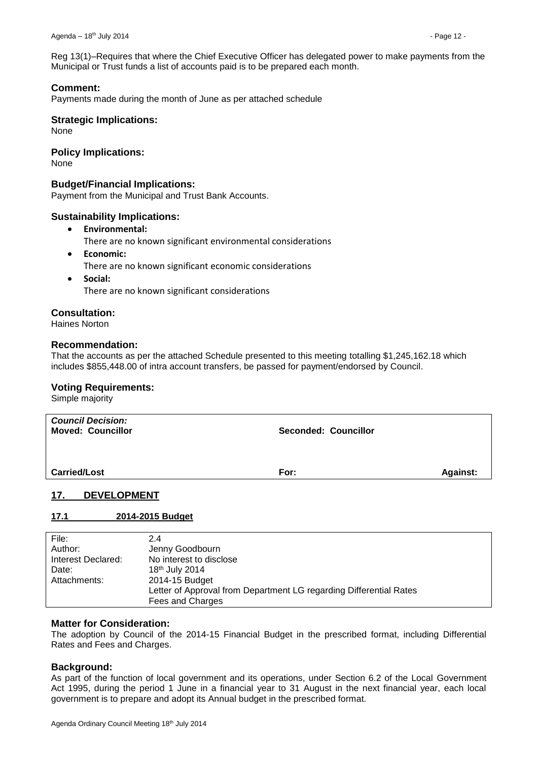Reg 13(1)–Requires that where the Chief Executive Officer has delegated power to make payments from the Municipal or Trust funds a list of accounts paid is to be prepared each month.

### Comment:

Payments made during the month of June as per attached schedule

### Strategic Implications:

None

### Policy Implications:

None

### Budget/Financial Implications:

Payment from the Municipal and Trust Bank Accounts.

### Sustainability Implications:

- **Environmental:**
  There are no known significant environmental considerations
- **Economic:**
  There are no known significant economic considerations
- **Social:**
  There are no known significant considerations

### Consultation:

Haines Norton

### Recommendation:

That the accounts as per the attached Schedule presented to this meeting totalling $1,245,162.18 which includes $855,448.00 of intra account transfers, be passed for payment/endorsed by Council.

### Voting Requirements:

Simple majority

| ***Council Decision:*** **Moved: Councillor** | **Seconded: Councillor** | |
|---|---|---|
| **Carried/Lost** | **For:** | **Against:** |

## 17. DEVELOPMENT

### 17.1 2014-2015 Budget

| | |
|---|---|
| File: | 2.4 |
| Author: | Jenny Goodbourn |
| Interest Declared: | No interest to disclose |
| Date: | 18th July 2014 |
| Attachments: | 2014-15 Budget<br>Letter of Approval from Department LG regarding Differential Rates<br>Fees and Charges |

### Matter for Consideration:

The adoption by Council of the 2014-15 Financial Budget in the prescribed format, including Differential Rates and Fees and Charges.

### Background:

As part of the function of local government and its operations, under Section 6.2 of the Local Government Act 1995, during the period 1 June in a financial year to 31 August in the next financial year, each local government is to prepare and adopt its Annual budget in the prescribed format.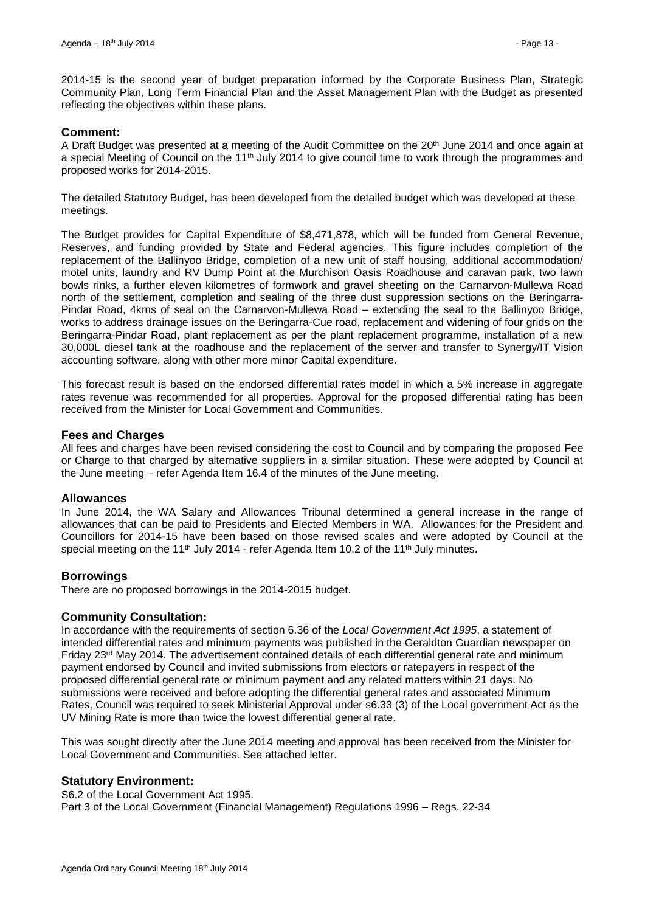2014-15 is the second year of budget preparation informed by the Corporate Business Plan, Strategic Community Plan, Long Term Financial Plan and the Asset Management Plan with the Budget as presented reflecting the objectives within these plans.

## Comment:

A Draft Budget was presented at a meeting of the Audit Committee on the 20th June 2014 and once again at a special Meeting of Council on the 11th July 2014 to give council time to work through the programmes and proposed works for 2014-2015.

The detailed Statutory Budget, has been developed from the detailed budget which was developed at these meetings.

The Budget provides for Capital Expenditure of $8,471,878, which will be funded from General Revenue, Reserves, and funding provided by State and Federal agencies. This figure includes completion of the replacement of the Ballinyoo Bridge, completion of a new unit of staff housing, additional accommodation/ motel units, laundry and RV Dump Point at the Murchison Oasis Roadhouse and caravan park, two lawn bowls rinks, a further eleven kilometres of formwork and gravel sheeting on the Carnarvon-Mullewa Road north of the settlement, completion and sealing of the three dust suppression sections on the Beringarra-Pindar Road, 4kms of seal on the Carnarvon-Mullewa Road – extending the seal to the Ballinyoo Bridge, works to address drainage issues on the Beringarra-Cue road, replacement and widening of four grids on the Beringarra-Pindar Road, plant replacement as per the plant replacement programme, installation of a new 30,000L diesel tank at the roadhouse and the replacement of the server and transfer to Synergy/IT Vision accounting software, along with other more minor Capital expenditure.

This forecast result is based on the endorsed differential rates model in which a 5% increase in aggregate rates revenue was recommended for all properties. Approval for the proposed differential rating has been received from the Minister for Local Government and Communities.

## Fees and Charges

All fees and charges have been revised considering the cost to Council and by comparing the proposed Fee or Charge to that charged by alternative suppliers in a similar situation. These were adopted by Council at the June meeting – refer Agenda Item 16.4 of the minutes of the June meeting.

## Allowances

In June 2014, the WA Salary and Allowances Tribunal determined a general increase in the range of allowances that can be paid to Presidents and Elected Members in WA. Allowances for the President and Councillors for 2014-15 have been based on those revised scales and were adopted by Council at the special meeting on the 11th July 2014 - refer Agenda Item 10.2 of the 11th July minutes.

## Borrowings

There are no proposed borrowings in the 2014-2015 budget.

## Community Consultation:

In accordance with the requirements of section 6.36 of the *Local Government Act 1995*, a statement of intended differential rates and minimum payments was published in the Geraldton Guardian newspaper on Friday 23rd May 2014. The advertisement contained details of each differential general rate and minimum payment endorsed by Council and invited submissions from electors or ratepayers in respect of the proposed differential general rate or minimum payment and any related matters within 21 days. No submissions were received and before adopting the differential general rates and associated Minimum Rates, Council was required to seek Ministerial Approval under s6.33 (3) of the Local government Act as the UV Mining Rate is more than twice the lowest differential general rate.

This was sought directly after the June 2014 meeting and approval has been received from the Minister for Local Government and Communities. See attached letter.

## Statutory Environment:

S6.2 of the Local Government Act 1995.
Part 3 of the Local Government (Financial Management) Regulations 1996 – Regs. 22-34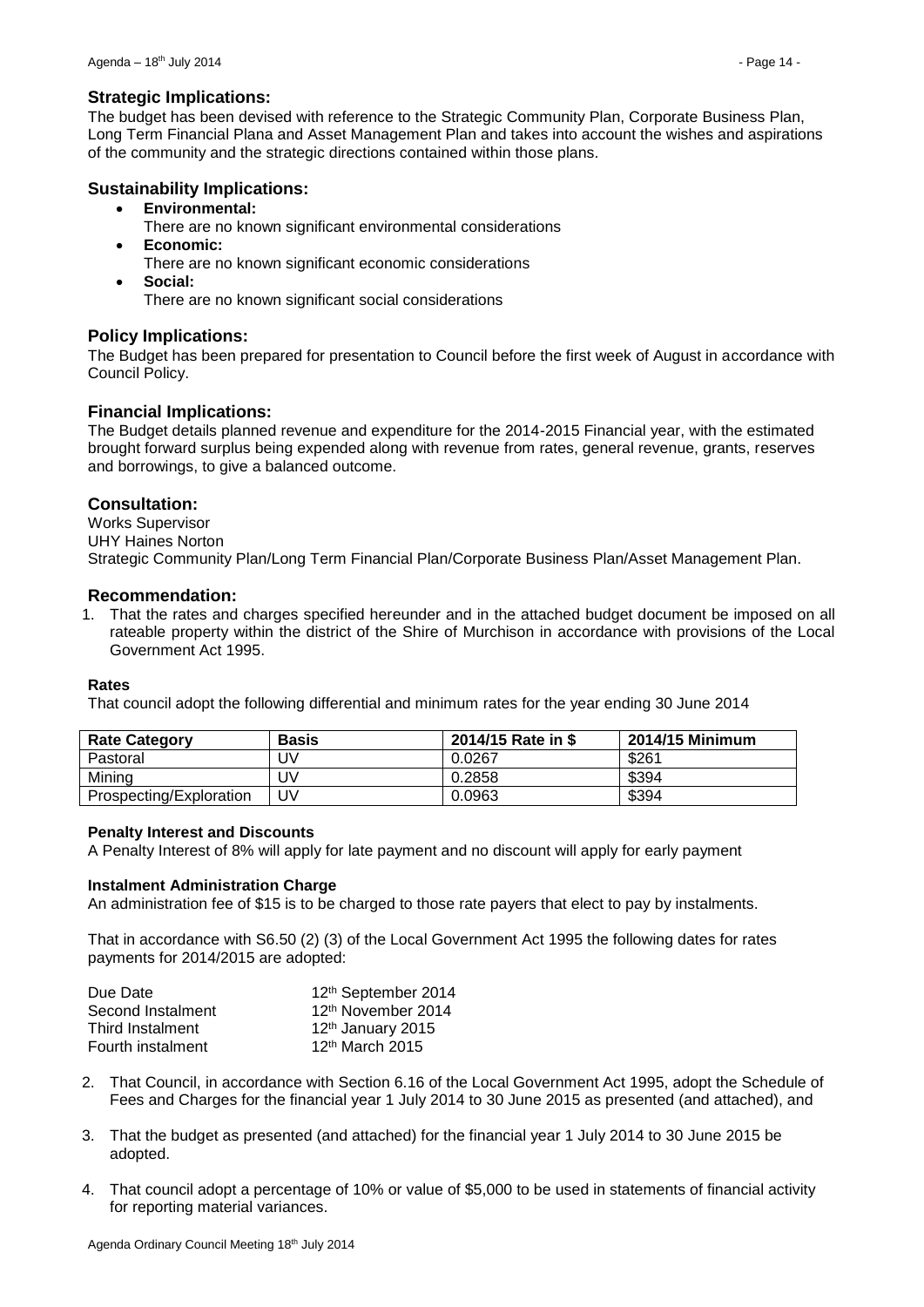## Strategic Implications:

The budget has been devised with reference to the Strategic Community Plan, Corporate Business Plan, Long Term Financial Plana and Asset Management Plan and takes into account the wishes and aspirations of the community and the strategic directions contained within those plans.

## Sustainability Implications:

- **Environmental:**
  There are no known significant environmental considerations
- **Economic:**
  There are no known significant economic considerations
- **Social:**
  There are no known significant social considerations

## Policy Implications:

The Budget has been prepared for presentation to Council before the first week of August in accordance with Council Policy.

## Financial Implications:

The Budget details planned revenue and expenditure for the 2014-2015 Financial year, with the estimated brought forward surplus being expended along with revenue from rates, general revenue, grants, reserves and borrowings, to give a balanced outcome.

## Consultation:

Works Supervisor
UHY Haines Norton
Strategic Community Plan/Long Term Financial Plan/Corporate Business Plan/Asset Management Plan.

## Recommendation:

1. That the rates and charges specified hereunder and in the attached budget document be imposed on all rateable property within the district of the Shire of Murchison in accordance with provisions of the Local Government Act 1995.

**Rates**

That council adopt the following differential and minimum rates for the year ending 30 June 2014

| Rate Category | Basis | 2014/15 Rate in $ | 2014/15 Minimum |
|---|---|---|---|
| Pastoral | UV | 0.0267 | $261 |
| Mining | UV | 0.2858 | $394 |
| Prospecting/Exploration | UV | 0.0963 | $394 |

**Penalty Interest and Discounts**

A Penalty Interest of 8% will apply for late payment and no discount will apply for early payment

**Instalment Administration Charge**

An administration fee of $15 is to be charged to those rate payers that elect to pay by instalments.

That in accordance with S6.50 (2) (3) of the Local Government Act 1995 the following dates for rates payments for 2014/2015 are adopted:

| | |
|---|---|
| Due Date | 12th September 2014 |
| Second Instalment | 12th November 2014 |
| Third Instalment | 12th January 2015 |
| Fourth instalment | 12th March 2015 |

2. That Council, in accordance with Section 6.16 of the Local Government Act 1995, adopt the Schedule of Fees and Charges for the financial year 1 July 2014 to 30 June 2015 as presented (and attached), and

3. That the budget as presented (and attached) for the financial year 1 July 2014 to 30 June 2015 be adopted.

4. That council adopt a percentage of 10% or value of $5,000 to be used in statements of financial activity for reporting material variances.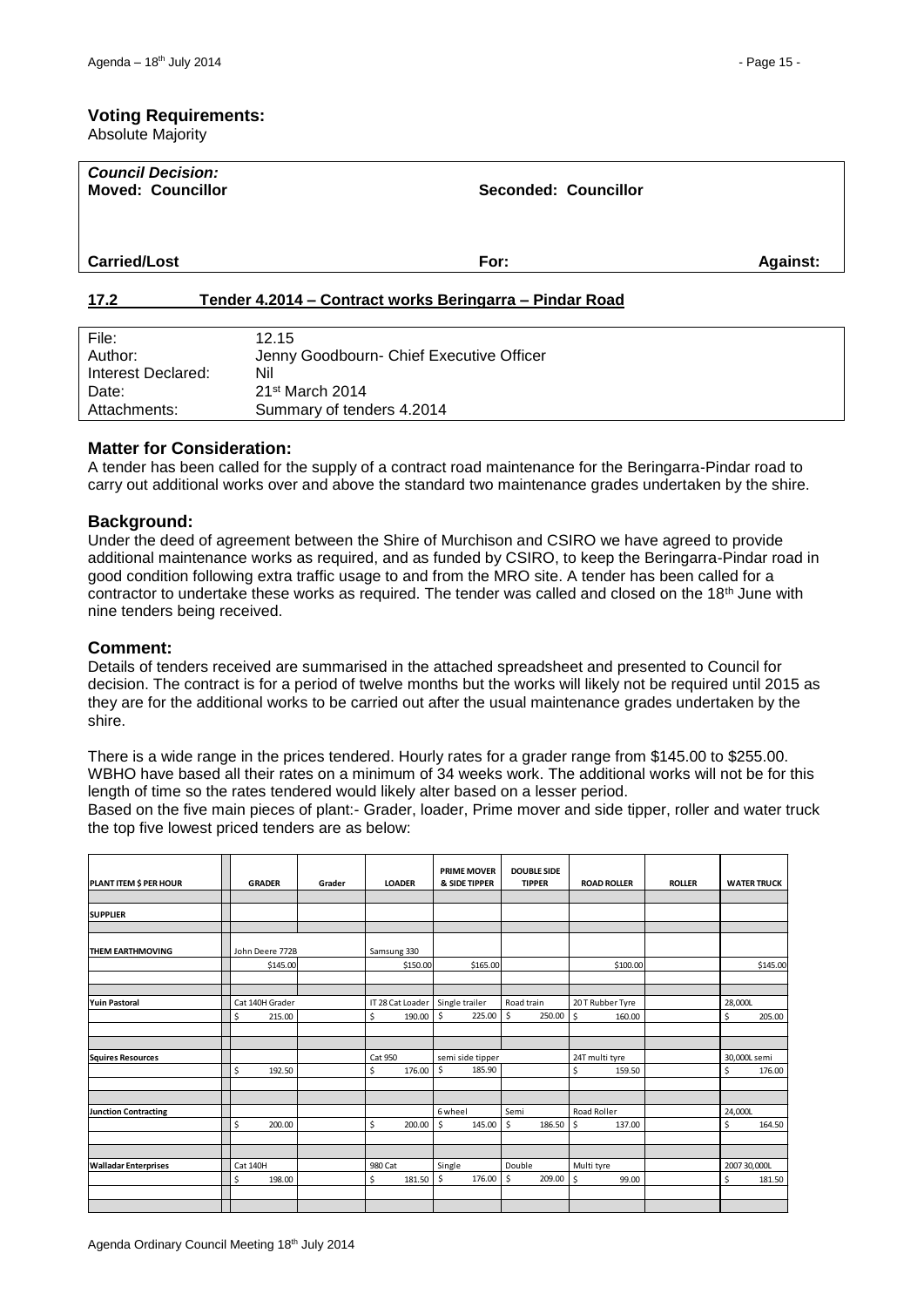**Voting Requirements:**
Absolute Majority

| *Council Decision:* **Moved: Councillor** | **Seconded: Councillor** | |
|---|---|---|
| **Carried/Lost** | **For:** | **Against:** |

## 17.2 Tender 4.2014 – Contract works Beringarra – Pindar Road

| | |
|---|---|
| File: | 12.15 |
| Author: | Jenny Goodbourn- Chief Executive Officer |
| Interest Declared: | Nil |
| Date: | 21st March 2014 |
| Attachments: | Summary of tenders 4.2014 |

### Matter for Consideration:

A tender has been called for the supply of a contract road maintenance for the Beringarra-Pindar road to carry out additional works over and above the standard two maintenance grades undertaken by the shire.

### Background:

Under the deed of agreement between the Shire of Murchison and CSIRO we have agreed to provide additional maintenance works as required, and as funded by CSIRO, to keep the Beringarra-Pindar road in good condition following extra traffic usage to and from the MRO site. A tender has been called for a contractor to undertake these works as required. The tender was called and closed on the 18th June with nine tenders being received.

### Comment:

Details of tenders received are summarised in the attached spreadsheet and presented to Council for decision. The contract is for a period of twelve months but the works will likely not be required until 2015 as they are for the additional works to be carried out after the usual maintenance grades undertaken by the shire.

There is a wide range in the prices tendered. Hourly rates for a grader range from $145.00 to $255.00. WBHO have based all their rates on a minimum of 34 weeks work. The additional works will not be for this length of time so the rates tendered would likely alter based on a lesser period.
Based on the five main pieces of plant:- Grader, loader, Prime mover and side tipper, roller and water truck the top five lowest priced tenders are as below:

| PLANT ITEM $ PER HOUR | GRADER | Grader | LOADER | PRIME MOVER & SIDE TIPPER | DOUBLE SIDE TIPPER | ROAD ROLLER | ROLLER | WATER TRUCK |
|---|---|---|---|---|---|---|---|---|
| **SUPPLIER** | | | | | | | | |
| **THEM EARTHMOVING** | John Deere 772B | | Samsung 330 | | | | | |
| | $145.00 | | $150.00 | $165.00 | | $100.00 | | $145.00 |
| **Yuin Pastoral** | Cat 140H Grader | | IT 28 Cat Loader | Single trailer | Road train | 20 T Rubber Tyre | | 28,000L |
| | $ 215.00 | | $ 190.00 | $ 225.00 | $ 250.00 | $ 160.00 | | $ 205.00 |
| **Squires Resources** | | | Cat 950 | semi side tipper | | 24T multi tyre | | 30,000L semi |
| | $ 192.50 | | $ 176.00 | $ 185.90 | | $ 159.50 | | $ 176.00 |
| **Junction Contracting** | | | | 6 wheel | Semi | Road Roller | | 24,000L |
| | $ 200.00 | | $ 200.00 | $ 145.00 | $ 186.50 | $ 137.00 | | $ 164.50 |
| **Walladar Enterprises** | Cat 140H | | 980 Cat | Single | Double | Multi tyre | | 2007 30,000L |
| | $ 198.00 | | $ 181.50 | $ 176.00 | $ 209.00 | $ 99.00 | | $ 181.50 |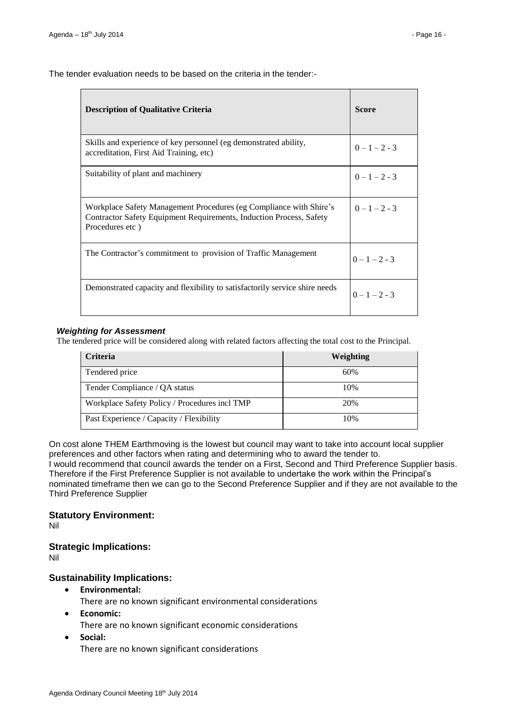The tender evaluation needs to be based on the criteria in the tender:-

| Description of Qualitative Criteria | Score |
|---|---|
| Skills and experience of key personnel (eg demonstrated ability, accreditation, First Aid Training, etc) | 0 – 1 – 2 - 3 |
| Suitability of plant and machinery | 0 – 1 – 2 - 3 |
| Workplace Safety Management Procedures (eg Compliance with Shire's Contractor Safety Equipment Requirements, Induction Process, Safety Procedures etc ) | 0 – 1 – 2 - 3 |
| The Contractor's commitment to provision of Traffic Management | 0 – 1 – 2 - 3 |
| Demonstrated capacity and flexibility to satisfactorily service shire needs | 0 – 1 – 2 - 3 |

***Weighting for Assessment***

The tendered price will be considered along with related factors affecting the total cost to the Principal.

| Criteria | Weighting |
|---|---|
| Tendered price | 60% |
| Tender Compliance / QA status | 10% |
| Workplace Safety Policy / Procedures incl TMP | 20% |
| Past Experience / Capacity / Flexibility | 10% |

On cost alone THEM Earthmoving is the lowest but council may want to take into account local supplier preferences and other factors when rating and determining who to award the tender to.
I would recommend that council awards the tender on a First, Second and Third Preference Supplier basis. Therefore if the First Preference Supplier is not available to undertake the work within the Principal's nominated timeframe then we can go to the Second Preference Supplier and if they are not available to the Third Preference Supplier

### Statutory Environment:

Nil

### Strategic Implications:

Nil

### Sustainability Implications:

- **Environmental:**
  There are no known significant environmental considerations
- **Economic:**
  There are no known significant economic considerations
- **Social:**
  There are no known significant considerations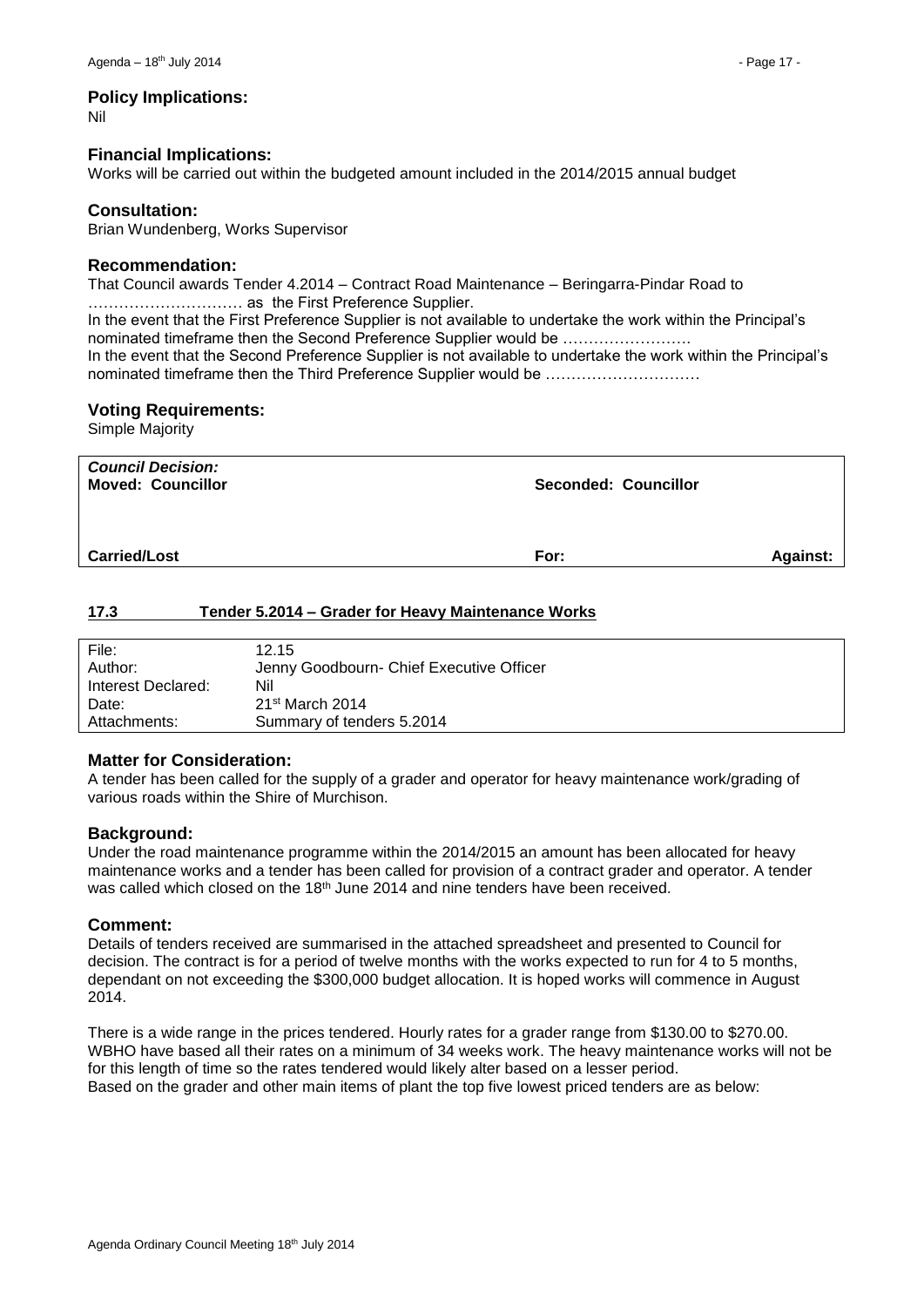### Policy Implications:

Nil

### Financial Implications:

Works will be carried out within the budgeted amount included in the 2014/2015 annual budget

### Consultation:

Brian Wundenberg, Works Supervisor

### Recommendation:

That Council awards Tender 4.2014 – Contract Road Maintenance – Beringarra-Pindar Road to ………………………… as the First Preference Supplier.
In the event that the First Preference Supplier is not available to undertake the work within the Principal's nominated timeframe then the Second Preference Supplier would be …………………….
In the event that the Second Preference Supplier is not available to undertake the work within the Principal's nominated timeframe then the Third Preference Supplier would be …………………………

### Voting Requirements:

Simple Majority

| *Council Decision:* **Moved: Councillor** | **Seconded: Councillor** | |
|---|---|---|
| **Carried/Lost** | **For:** | **Against:** |

## 17.3 Tender 5.2014 – Grader for Heavy Maintenance Works

| | |
|---|---|
| File: | 12.15 |
| Author: | Jenny Goodbourn- Chief Executive Officer |
| Interest Declared: | Nil |
| Date: | 21st March 2014 |
| Attachments: | Summary of tenders 5.2014 |

### Matter for Consideration:

A tender has been called for the supply of a grader and operator for heavy maintenance work/grading of various roads within the Shire of Murchison.

### Background:

Under the road maintenance programme within the 2014/2015 an amount has been allocated for heavy maintenance works and a tender has been called for provision of a contract grader and operator. A tender was called which closed on the 18th June 2014 and nine tenders have been received.

### Comment:

Details of tenders received are summarised in the attached spreadsheet and presented to Council for decision. The contract is for a period of twelve months with the works expected to run for 4 to 5 months, dependant on not exceeding the $300,000 budget allocation. It is hoped works will commence in August 2014.

There is a wide range in the prices tendered. Hourly rates for a grader range from $130.00 to $270.00. WBHO have based all their rates on a minimum of 34 weeks work. The heavy maintenance works will not be for this length of time so the rates tendered would likely alter based on a lesser period.
Based on the grader and other main items of plant the top five lowest priced tenders are as below: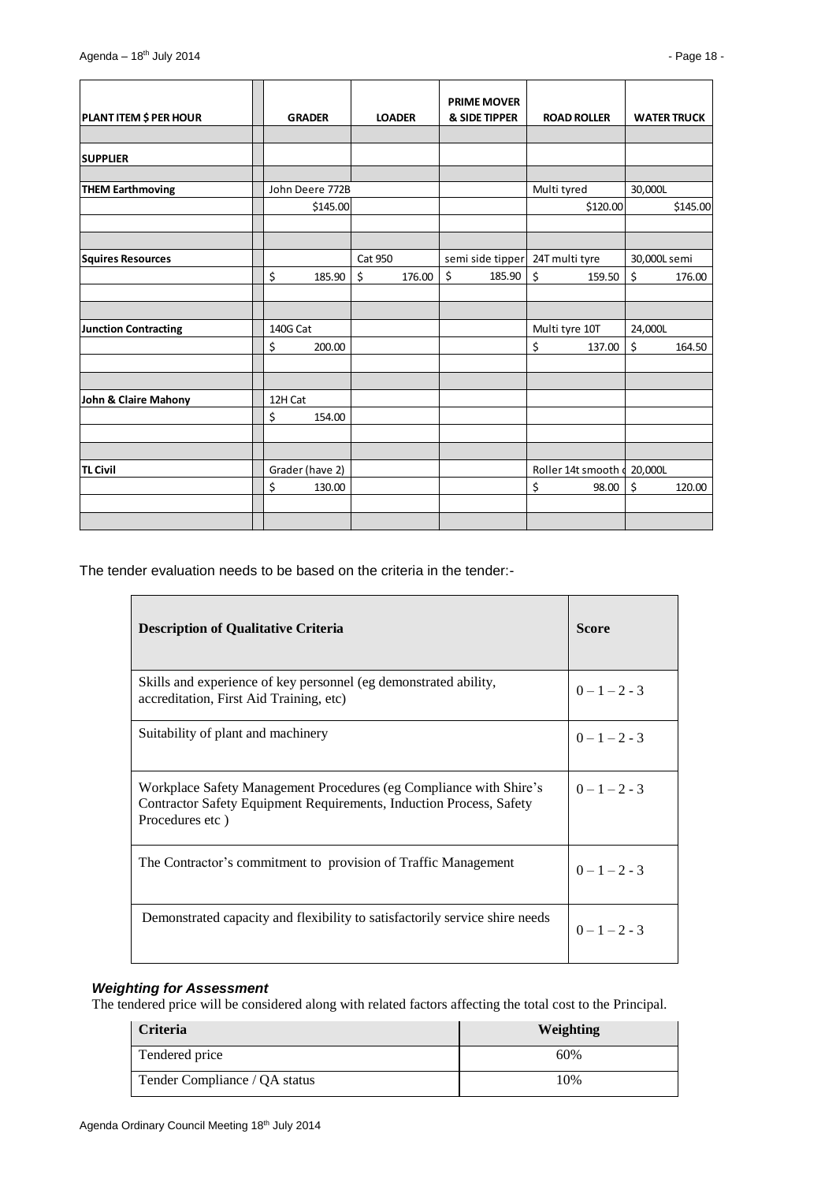| PLANT ITEM $ PER HOUR | GRADER | LOADER | PRIME MOVER & SIDE TIPPER | ROAD ROLLER | WATER TRUCK |
|---|---|---|---|---|---|
| | | | | | |
| SUPPLIER | | | | | |
| | | | | | |
| THEM Earthmoving | John Deere 772B | | | Multi tyred | 30,000L |
| | $145.00 | | | $120.00 | $145.00 |
| | | | | | |
| | | | | | |
| Squires Resources | | Cat 950 | semi side tipper | 24T multi tyre | 30,000L semi |
| | $ 185.90 | $ 176.00 | $ 185.90 | $ 159.50 | $ 176.00 |
| | | | | | |
| | | | | | |
| Junction Contracting | 140G Cat | | | Multi tyre 10T | 24,000L |
| | $ 200.00 | | | $ 137.00 | $ 164.50 |
| | | | | | |
| | | | | | |
| John & Claire Mahony | 12H Cat | | | | |
| | $ 154.00 | | | | |
| | | | | | |
| | | | | | |
| TL Civil | Grader (have 2) | | | Roller 14t smooth d | 20,000L |
| | $ 130.00 | | | $ 98.00 | $ 120.00 |
| | | | | | |
| | | | | | |

The tender evaluation needs to be based on the criteria in the tender:-

| Description of Qualitative Criteria | Score |
|---|---|
| Skills and experience of key personnel (eg demonstrated ability, accreditation, First Aid Training, etc) | 0 – 1 – 2 - 3 |
| Suitability of plant and machinery | 0 – 1 – 2 - 3 |
| Workplace Safety Management Procedures (eg Compliance with Shire's Contractor Safety Equipment Requirements, Induction Process, Safety Procedures etc ) | 0 – 1 – 2 - 3 |
| The Contractor's commitment to provision of Traffic Management | 0 – 1 – 2 - 3 |
| Demonstrated capacity and flexibility to satisfactorily service shire needs | 0 – 1 – 2 - 3 |

***Weighting for Assessment***

The tendered price will be considered along with related factors affecting the total cost to the Principal.

| Criteria | Weighting |
|---|---|
| Tendered price | 60% |
| Tender Compliance / QA status | 10% |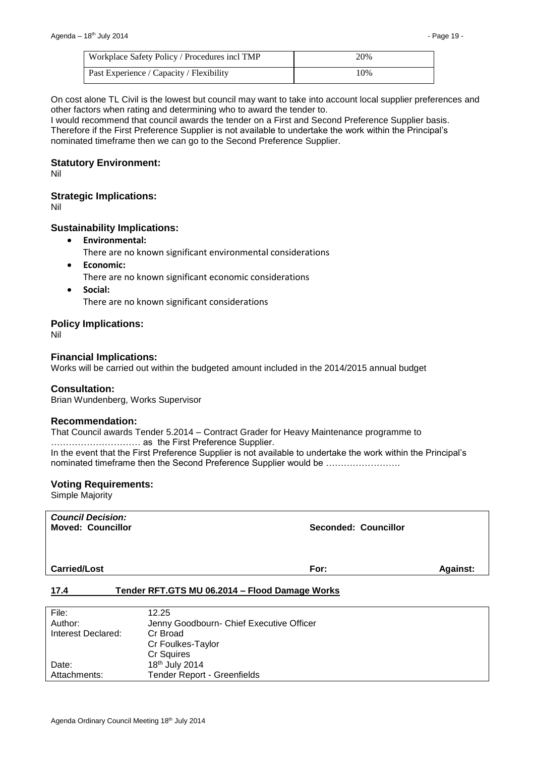| Workplace Safety Policy / Procedures incl TMP | 20% |
|---|---|
| Past Experience / Capacity / Flexibility | 10% |

On cost alone TL Civil is the lowest but council may want to take into account local supplier preferences and other factors when rating and determining who to award the tender to.
I would recommend that council awards the tender on a First and Second Preference Supplier basis. Therefore if the First Preference Supplier is not available to undertake the work within the Principal's nominated timeframe then we can go to the Second Preference Supplier.

### Statutory Environment:

Nil

### Strategic Implications:

Nil

### Sustainability Implications:

- **Environmental:**
  There are no known significant environmental considerations
- **Economic:**
  There are no known significant economic considerations
- **Social:**
  There are no known significant considerations

### Policy Implications:

Nil

### Financial Implications:

Works will be carried out within the budgeted amount included in the 2014/2015 annual budget

### Consultation:

Brian Wundenberg, Works Supervisor

### Recommendation:

That Council awards Tender 5.2014 – Contract Grader for Heavy Maintenance programme to ………………………… as the First Preference Supplier.
In the event that the First Preference Supplier is not available to undertake the work within the Principal's nominated timeframe then the Second Preference Supplier would be …………………….

### Voting Requirements:

Simple Majority

| *Council Decision:* **Moved: Councillor** | **Seconded: Councillor** | |
|---|---|---|
| **Carried/Lost** | **For:** | **Against:** |

## 17.4 Tender RFT.GTS MU 06.2014 – Flood Damage Works

| File: | 12.25 |
|---|---|
| Author: | Jenny Goodbourn- Chief Executive Officer |
| Interest Declared: | Cr Broad<br>Cr Foulkes-Taylor<br>Cr Squires |
| Date: | 18th July 2014 |
| Attachments: | Tender Report - Greenfields |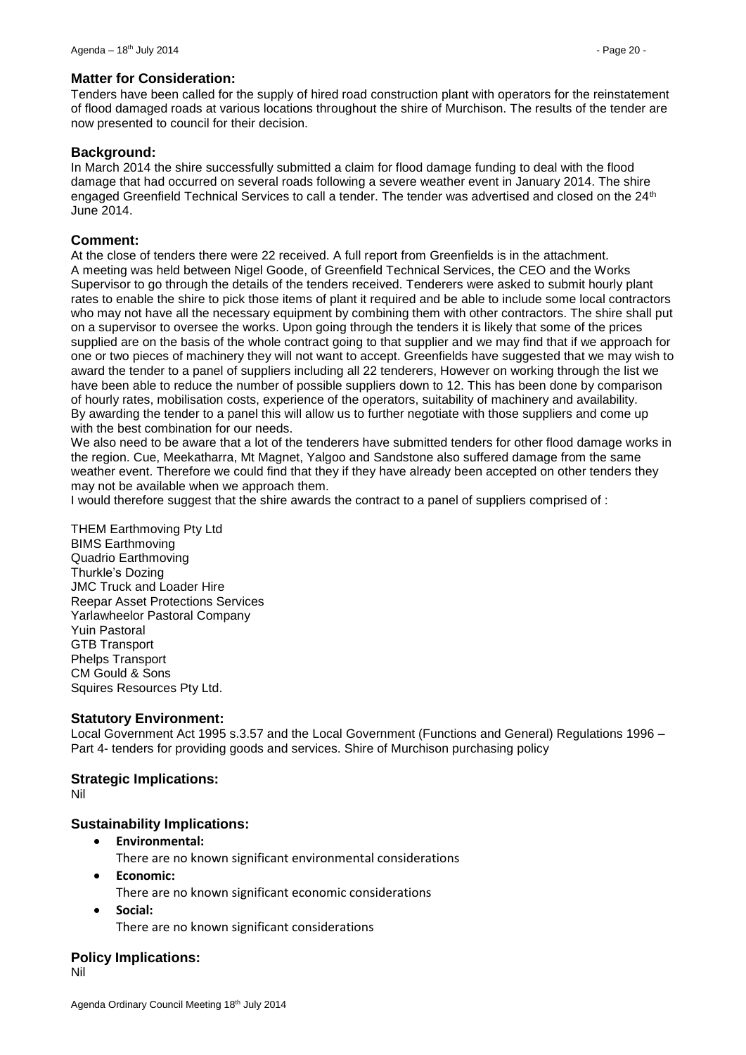### Matter for Consideration:

Tenders have been called for the supply of hired road construction plant with operators for the reinstatement of flood damaged roads at various locations throughout the shire of Murchison. The results of the tender are now presented to council for their decision.

### Background:

In March 2014 the shire successfully submitted a claim for flood damage funding to deal with the flood damage that had occurred on several roads following a severe weather event in January 2014. The shire engaged Greenfield Technical Services to call a tender. The tender was advertised and closed on the 24th June 2014.

### Comment:

At the close of tenders there were 22 received. A full report from Greenfields is in the attachment.
A meeting was held between Nigel Goode, of Greenfield Technical Services, the CEO and the Works Supervisor to go through the details of the tenders received. Tenderers were asked to submit hourly plant rates to enable the shire to pick those items of plant it required and be able to include some local contractors who may not have all the necessary equipment by combining them with other contractors. The shire shall put on a supervisor to oversee the works. Upon going through the tenders it is likely that some of the prices supplied are on the basis of the whole contract going to that supplier and we may find that if we approach for one or two pieces of machinery they will not want to accept. Greenfields have suggested that we may wish to award the tender to a panel of suppliers including all 22 tenderers, However on working through the list we have been able to reduce the number of possible suppliers down to 12. This has been done by comparison of hourly rates, mobilisation costs, experience of the operators, suitability of machinery and availability.
By awarding the tender to a panel this will allow us to further negotiate with those suppliers and come up with the best combination for our needs.
We also need to be aware that a lot of the tenderers have submitted tenders for other flood damage works in the region. Cue, Meekatharra, Mt Magnet, Yalgoo and Sandstone also suffered damage from the same weather event. Therefore we could find that they if they have already been accepted on other tenders they may not be available when we approach them.
I would therefore suggest that the shire awards the contract to a panel of suppliers comprised of :

THEM Earthmoving Pty Ltd
BIMS Earthmoving
Quadrio Earthmoving
Thurkle's Dozing
JMC Truck and Loader Hire
Reepar Asset Protections Services
Yarlawheelor Pastoral Company
Yuin Pastoral
GTB Transport
Phelps Transport
CM Gould & Sons
Squires Resources Pty Ltd.

### Statutory Environment:

Local Government Act 1995 s.3.57 and the Local Government (Functions and General) Regulations 1996 – Part 4- tenders for providing goods and services. Shire of Murchison purchasing policy

### Strategic Implications:

Nil

### Sustainability Implications:

- **Environmental:**
  There are no known significant environmental considerations
- **Economic:**
  There are no known significant economic considerations
- **Social:**
  There are no known significant considerations

### Policy Implications:

Nil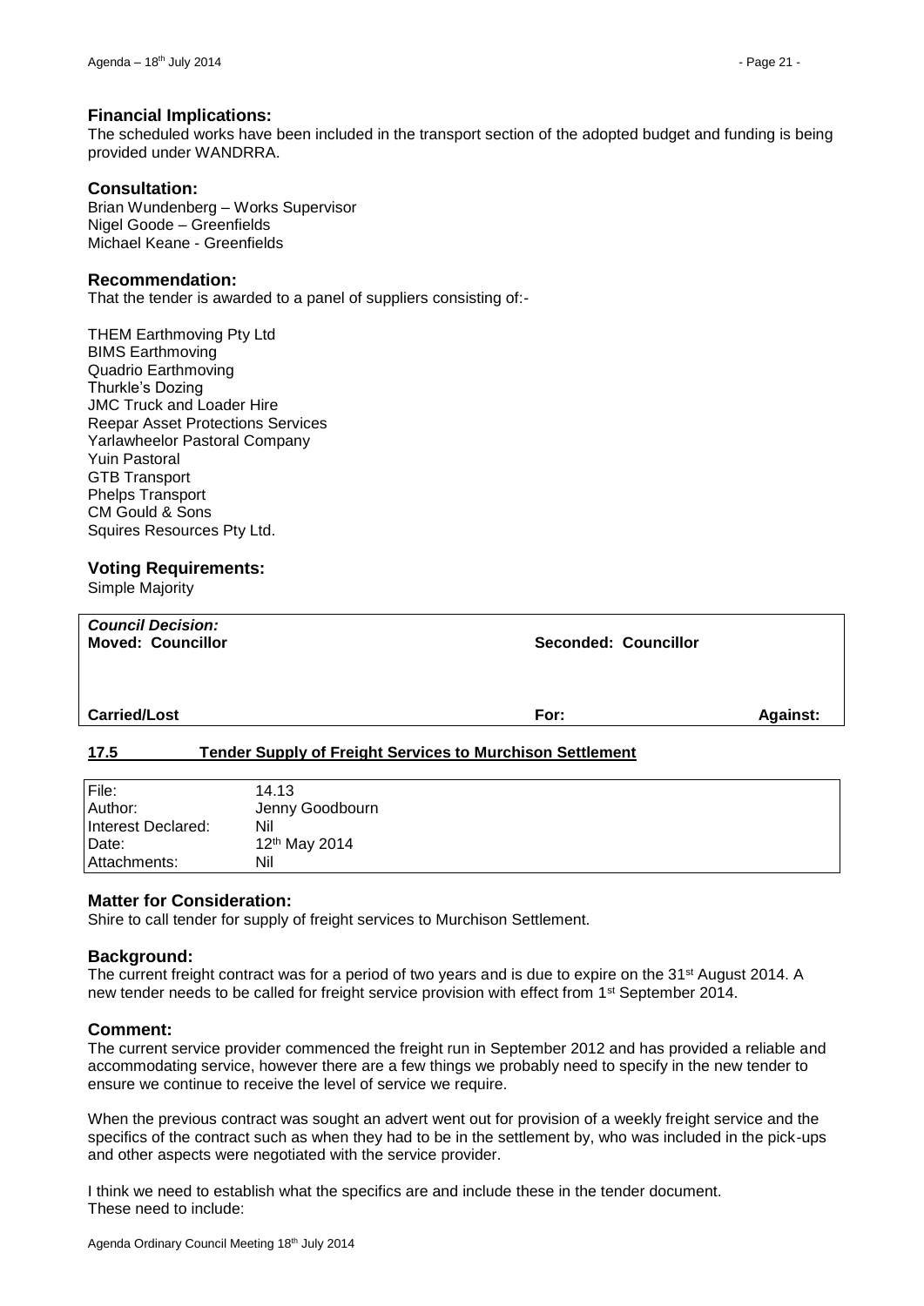### Financial Implications:

The scheduled works have been included in the transport section of the adopted budget and funding is being provided under WANDRRA.

### Consultation:

Brian Wundenberg – Works Supervisor
Nigel Goode – Greenfields
Michael Keane - Greenfields

### Recommendation:

That the tender is awarded to a panel of suppliers consisting of:-

THEM Earthmoving Pty Ltd
BIMS Earthmoving
Quadrio Earthmoving
Thurkle's Dozing
JMC Truck and Loader Hire
Reepar Asset Protections Services
Yarlawheelor Pastoral Company
Yuin Pastoral
GTB Transport
Phelps Transport
CM Gould & Sons
Squires Resources Pty Ltd.

### Voting Requirements:

Simple Majority

| ***Council Decision:*** | | |
|---|---|---|
| **Moved: Councillor** | **Seconded: Councillor** | |
| **Carried/Lost** | **For:** | **Against:** |

## 17.5 Tender Supply of Freight Services to Murchison Settlement

| | |
|---|---|
| File: | 14.13 |
| Author: | Jenny Goodbourn |
| Interest Declared: | Nil |
| Date: | 12th May 2014 |
| Attachments: | Nil |

### Matter for Consideration:

Shire to call tender for supply of freight services to Murchison Settlement.

### Background:

The current freight contract was for a period of two years and is due to expire on the 31st August 2014. A new tender needs to be called for freight service provision with effect from 1st September 2014.

### Comment:

The current service provider commenced the freight run in September 2012 and has provided a reliable and accommodating service, however there are a few things we probably need to specify in the new tender to ensure we continue to receive the level of service we require.

When the previous contract was sought an advert went out for provision of a weekly freight service and the specifics of the contract such as when they had to be in the settlement by, who was included in the pick-ups and other aspects were negotiated with the service provider.

I think we need to establish what the specifics are and include these in the tender document.
These need to include: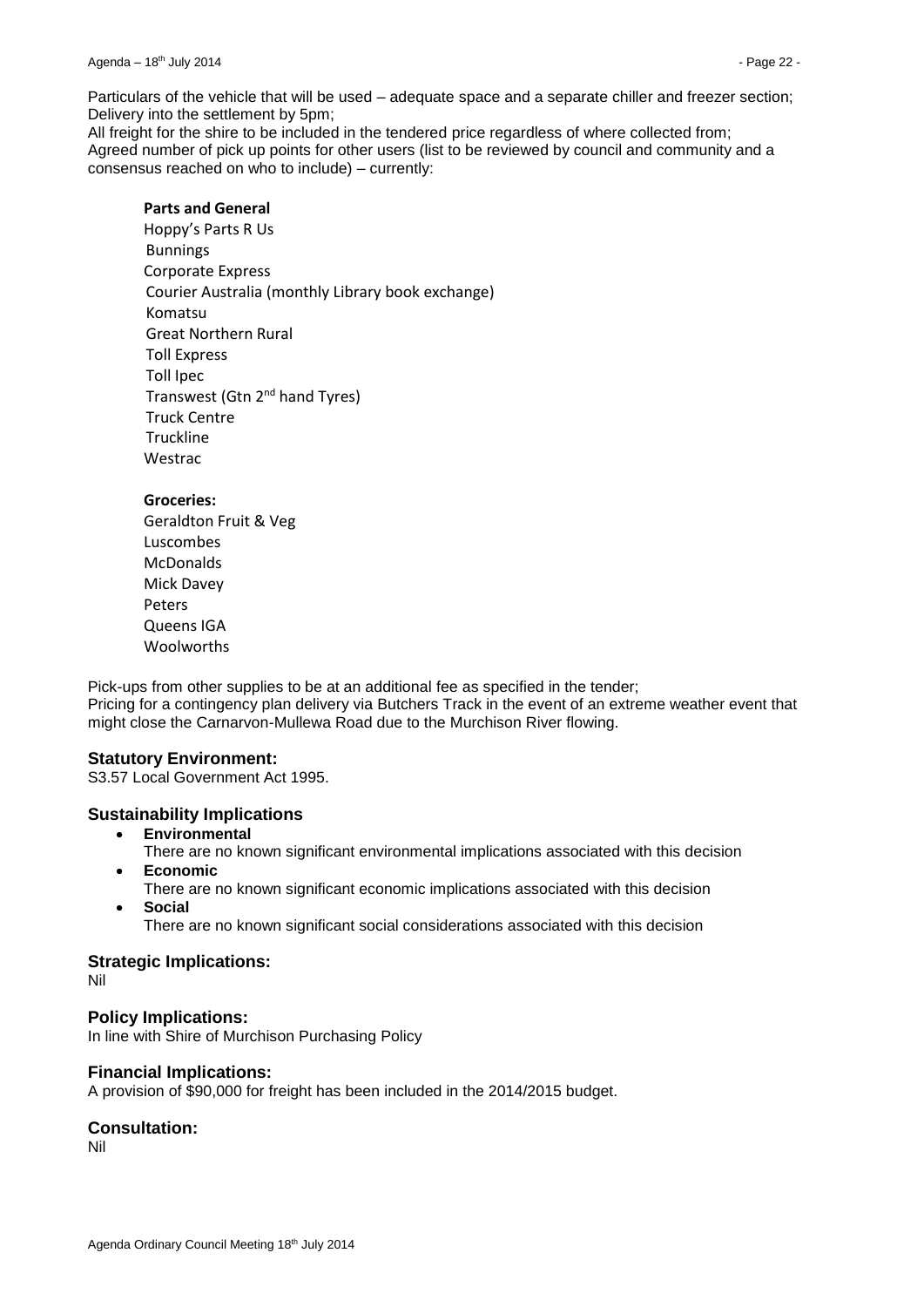Particulars of the vehicle that will be used – adequate space and a separate chiller and freezer section;
Delivery into the settlement by 5pm;
All freight for the shire to be included in the tendered price regardless of where collected from;
Agreed number of pick up points for other users (list to be reviewed by council and community and a consensus reached on who to include) – currently:

**Parts and General**

Hoppy's Parts R Us
Bunnings
Corporate Express
Courier Australia (monthly Library book exchange)
Komatsu
Great Northern Rural
Toll Express
Toll Ipec
Transwest (Gtn 2nd hand Tyres)
Truck Centre
Truckline
Westrac

**Groceries:**

Geraldton Fruit & Veg
Luscombes
McDonalds
Mick Davey
Peters
Queens IGA
Woolworths

Pick-ups from other supplies to be at an additional fee as specified in the tender;
Pricing for a contingency plan delivery via Butchers Track in the event of an extreme weather event that might close the Carnarvon-Mullewa Road due to the Murchison River flowing.

### Statutory Environment:

S3.57 Local Government Act 1995.

### Sustainability Implications

- **Environmental**
  There are no known significant environmental implications associated with this decision
- **Economic**
  There are no known significant economic implications associated with this decision
- **Social**
  There are no known significant social considerations associated with this decision

### Strategic Implications:

Nil

### Policy Implications:

In line with Shire of Murchison Purchasing Policy

### Financial Implications:

A provision of $90,000 for freight has been included in the 2014/2015 budget.

### Consultation:

Nil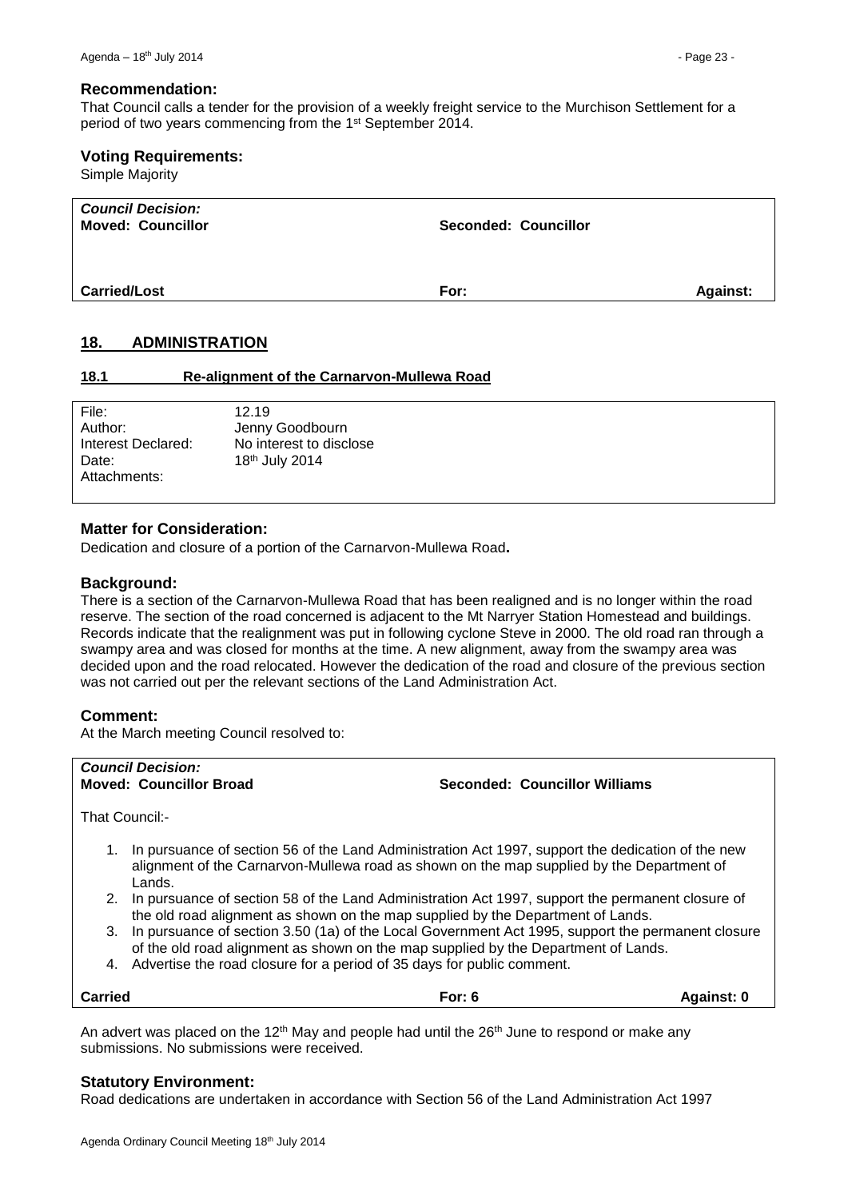**Recommendation:**

That Council calls a tender for the provision of a weekly freight service to the Murchison Settlement for a period of two years commencing from the 1st September 2014.

**Voting Requirements:**

Simple Majority

| ***Council Decision:*** **Moved: Councillor** | **Seconded: Councillor** | |
|---|---|---|
| **Carried/Lost** | **For:** | **Against:** |

## 18. ADMINISTRATION

### 18.1 Re-alignment of the Carnarvon-Mullewa Road

| | |
|---|---|
| File: | 12.19 |
| Author: | Jenny Goodbourn |
| Interest Declared: | No interest to disclose |
| Date: | 18th July 2014 |
| Attachments: | |

**Matter for Consideration:**

Dedication and closure of a portion of the Carnarvon-Mullewa Road**.**

**Background:**

There is a section of the Carnarvon-Mullewa Road that has been realigned and is no longer within the road reserve. The section of the road concerned is adjacent to the Mt Narryer Station Homestead and buildings. Records indicate that the realignment was put in following cyclone Steve in 2000. The old road ran through a swampy area and was closed for months at the time. A new alignment, away from the swampy area was decided upon and the road relocated. However the dedication of the road and closure of the previous section was not carried out per the relevant sections of the Land Administration Act.

**Comment:**

At the March meeting Council resolved to:

***Council Decision:***
**Moved: Councillor Broad** **Seconded: Councillor Williams**

That Council:-

1. In pursuance of section 56 of the Land Administration Act 1997, support the dedication of the new alignment of the Carnarvon-Mullewa road as shown on the map supplied by the Department of Lands.
2. In pursuance of section 58 of the Land Administration Act 1997, support the permanent closure of the old road alignment as shown on the map supplied by the Department of Lands.
3. In pursuance of section 3.50 (1a) of the Local Government Act 1995, support the permanent closure of the old road alignment as shown on the map supplied by the Department of Lands.
4. Advertise the road closure for a period of 35 days for public comment.

**Carried** **For: 6** **Against: 0**

An advert was placed on the 12th May and people had until the 26th June to respond or make any submissions. No submissions were received.

**Statutory Environment:**

Road dedications are undertaken in accordance with Section 56 of the Land Administration Act 1997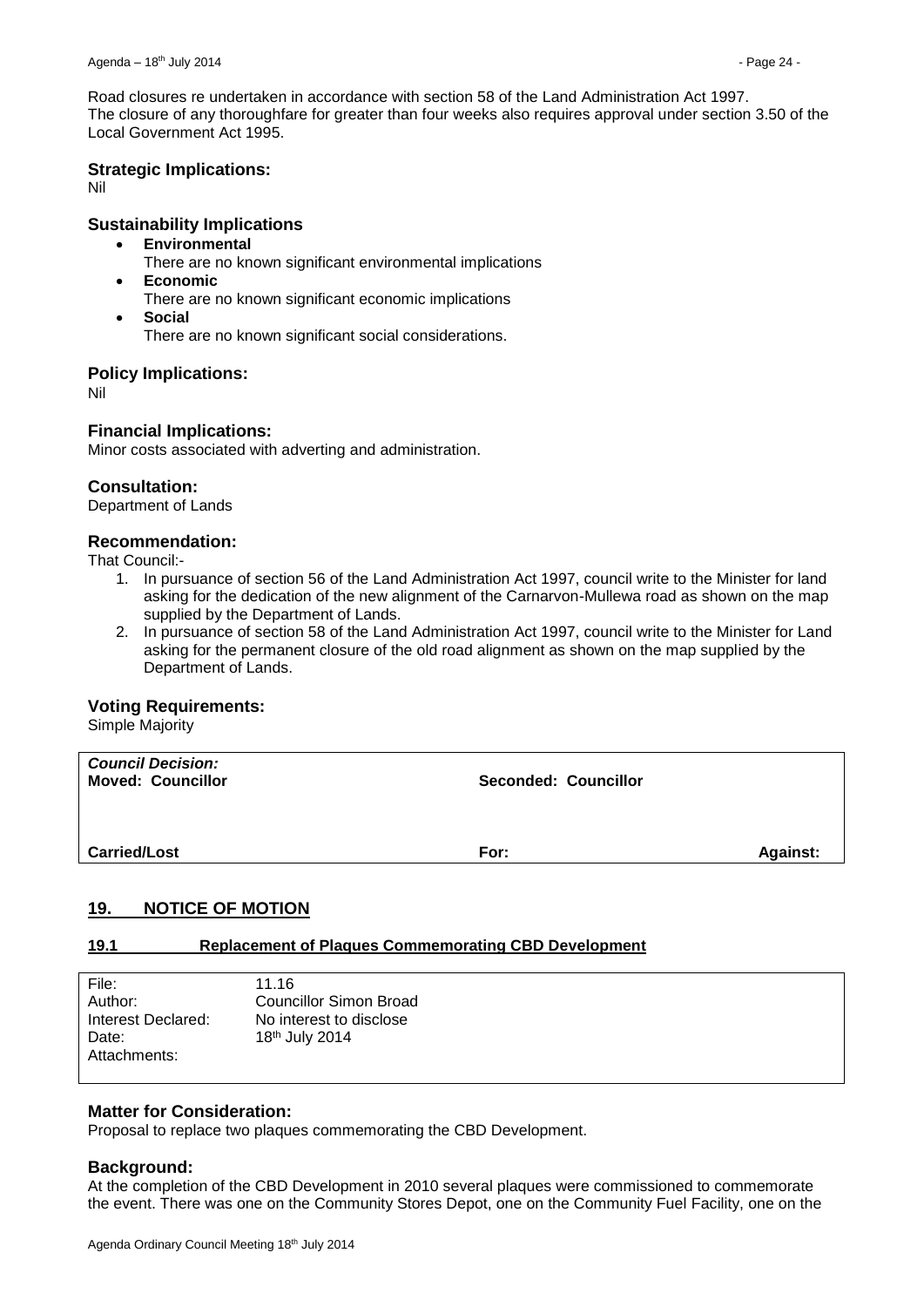Road closures re undertaken in accordance with section 58 of the Land Administration Act 1997. The closure of any thoroughfare for greater than four weeks also requires approval under section 3.50 of the Local Government Act 1995.

### Strategic Implications:

Nil

### Sustainability Implications

- **Environmental**
  There are no known significant environmental implications
- **Economic**
  There are no known significant economic implications
- **Social**
  There are no known significant social considerations.

### Policy Implications:

Nil

### Financial Implications:

Minor costs associated with adverting and administration.

### Consultation:

Department of Lands

### Recommendation:

That Council:-

1. In pursuance of section 56 of the Land Administration Act 1997, council write to the Minister for land asking for the dedication of the new alignment of the Carnarvon-Mullewa road as shown on the map supplied by the Department of Lands.
2. In pursuance of section 58 of the Land Administration Act 1997, council write to the Minister for Land asking for the permanent closure of the old road alignment as shown on the map supplied by the Department of Lands.

### Voting Requirements:

Simple Majority

| ***Council Decision:*** **Moved: Councillor** | **Seconded: Councillor** | |
|---|---|---|
| **Carried/Lost** | **For:** | **Against:** |

## 19. NOTICE OF MOTION

### 19.1 Replacement of Plaques Commemorating CBD Development

| | |
|---|---|
| File: | 11.16 |
| Author: | Councillor Simon Broad |
| Interest Declared: | No interest to disclose |
| Date: | 18th July 2014 |
| Attachments: | |

### Matter for Consideration:

Proposal to replace two plaques commemorating the CBD Development.

### Background:

At the completion of the CBD Development in 2010 several plaques were commissioned to commemorate the event. There was one on the Community Stores Depot, one on the Community Fuel Facility, one on the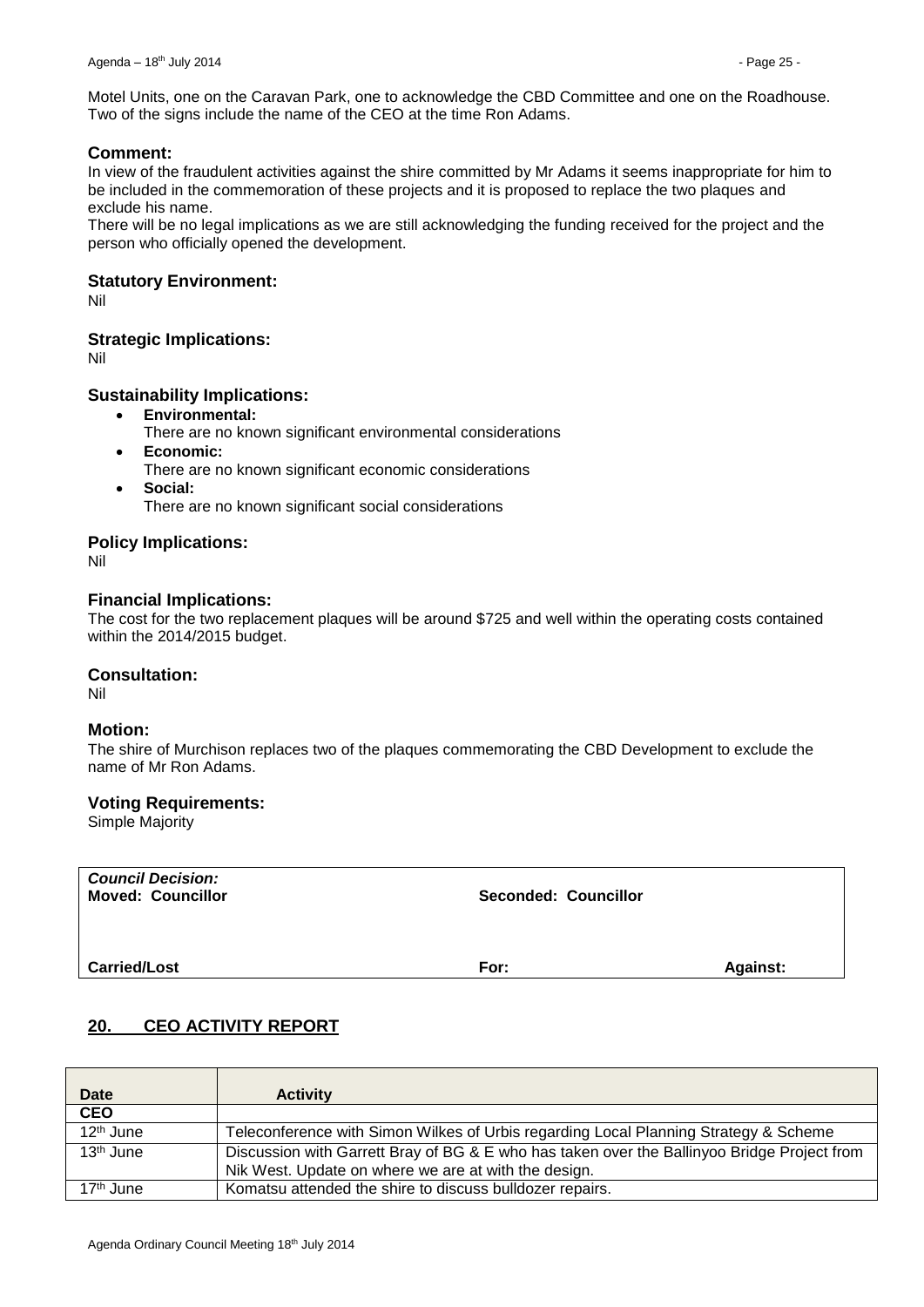Motel Units, one on the Caravan Park, one to acknowledge the CBD Committee and one on the Roadhouse. Two of the signs include the name of the CEO at the time Ron Adams.

### Comment:

In view of the fraudulent activities against the shire committed by Mr Adams it seems inappropriate for him to be included in the commemoration of these projects and it is proposed to replace the two plaques and exclude his name.

There will be no legal implications as we are still acknowledging the funding received for the project and the person who officially opened the development.

### Statutory Environment:

Nil

### Strategic Implications:

Nil

### Sustainability Implications:

- **Environmental:**
  There are no known significant environmental considerations
- **Economic:**
  There are no known significant economic considerations
- **Social:**
  There are no known significant social considerations

### Policy Implications:

Nil

### Financial Implications:

The cost for the two replacement plaques will be around $725 and well within the operating costs contained within the 2014/2015 budget.

### Consultation:

Nil

### Motion:

The shire of Murchison replaces two of the plaques commemorating the CBD Development to exclude the name of Mr Ron Adams.

### Voting Requirements:

Simple Majority

| *Council Decision:* **Moved: Councillor** | **Seconded: Councillor** | |
|---|---|---|
| **Carried/Lost** | **For:** | **Against:** |

## 20. CEO ACTIVITY REPORT

| Date | Activity |
|---|---|
| **CEO** | |
| 12th June | Teleconference with Simon Wilkes of Urbis regarding Local Planning Strategy & Scheme |
| 13th June | Discussion with Garrett Bray of BG & E who has taken over the Ballinyoo Bridge Project from Nik West. Update on where we are at with the design. |
| 17th June | Komatsu attended the shire to discuss bulldozer repairs. |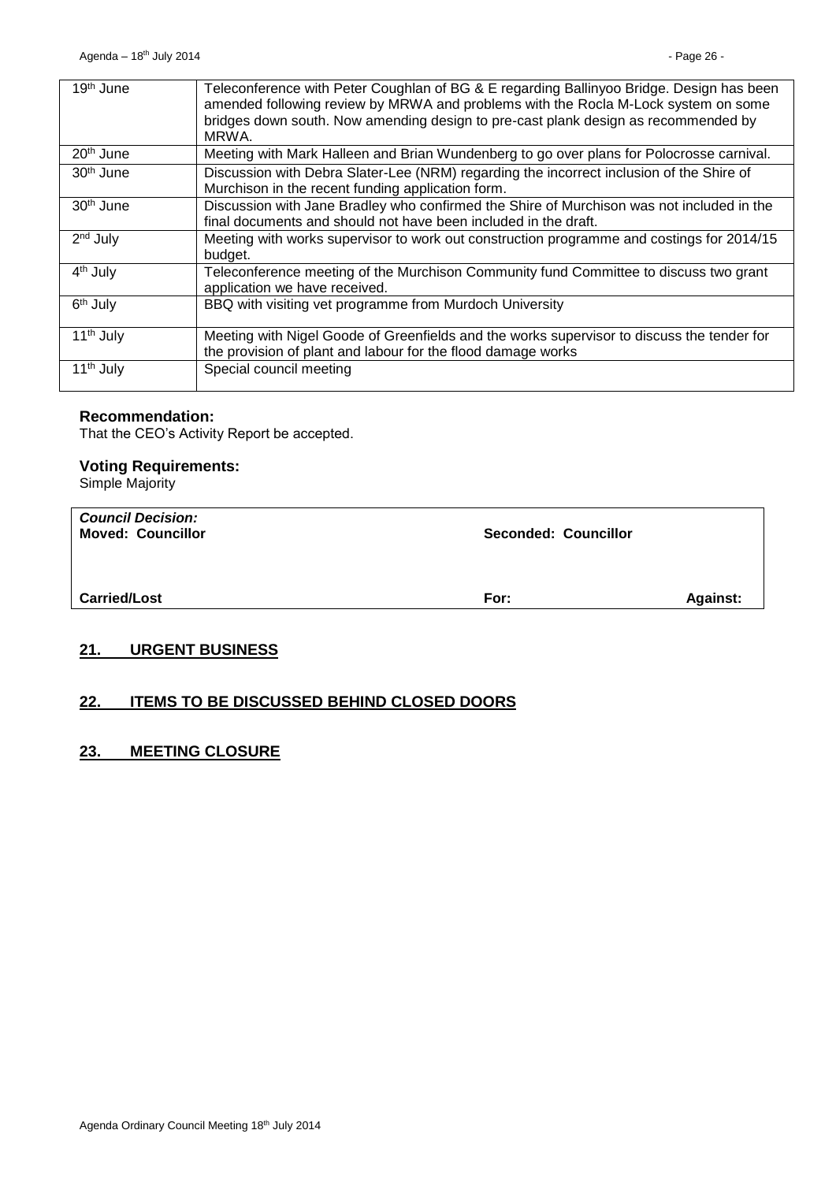| | |
|---|---|
| 19th June | Teleconference with Peter Coughlan of BG & E regarding Ballinyoo Bridge. Design has been amended following review by MRWA and problems with the Rocla M-Lock system on some bridges down south. Now amending design to pre-cast plank design as recommended by MRWA. |
| 20th June | Meeting with Mark Halleen and Brian Wundenberg to go over plans for Polocrosse carnival. |
| 30th June | Discussion with Debra Slater-Lee (NRM) regarding the incorrect inclusion of the Shire of Murchison in the recent funding application form. |
| 30th June | Discussion with Jane Bradley who confirmed the Shire of Murchison was not included in the final documents and should not have been included in the draft. |
| 2nd July | Meeting with works supervisor to work out construction programme and costings for 2014/15 budget. |
| 4th July | Teleconference meeting of the Murchison Community fund Committee to discuss two grant application we have received. |
| 6th July | BBQ with visiting vet programme from Murdoch University |
| 11th July | Meeting with Nigel Goode of Greenfields and the works supervisor to discuss the tender for the provision of plant and labour for the flood damage works |
| 11th July | Special council meeting |

**Recommendation:**

That the CEO's Activity Report be accepted.

**Voting Requirements:**

Simple Majority

| | | |
|---|---|---|
| ***Council Decision:*** **Moved: Councillor** | **Seconded: Councillor** | |
| **Carried/Lost** | **For:** | **Against:** |

## 21. URGENT BUSINESS

## 22. ITEMS TO BE DISCUSSED BEHIND CLOSED DOORS

## 23. MEETING CLOSURE